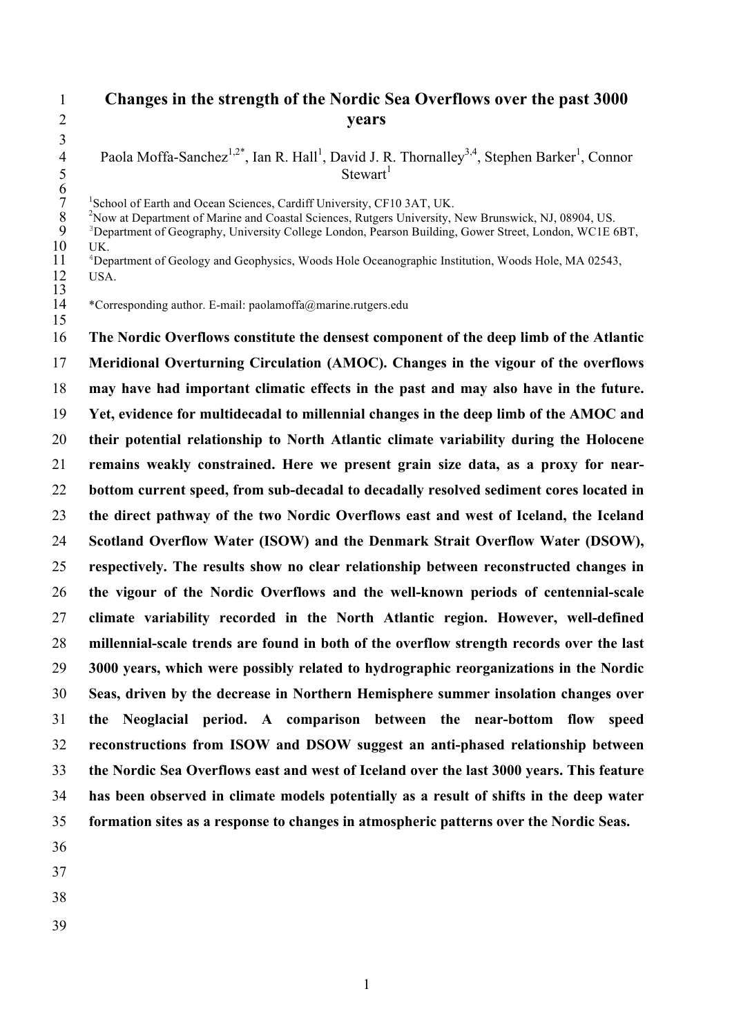# Changes in the strength of the Nordic Sea Overflows over the past 3000 years

Paola Moffa-Sanchez[1,2*], Ian R. Hall[1], David J. R. Thornalley[3,4], Stephen Barker[1], Connor Stewart[1]

[1]School of Earth and Ocean Sciences, Cardiff University, CF10 3AT, UK.
[2]Now at Department of Marine and Coastal Sciences, Rutgers University, New Brunswick, NJ, 08904, US.
[3]Department of Geography, University College London, Pearson Building, Gower Street, London, WC1E 6BT, UK.
[4]Department of Geology and Geophysics, Woods Hole Oceanographic Institution, Woods Hole, MA 02543, USA.

*Corresponding author. E-mail: paolamoffa@marine.rutgers.edu

**The Nordic Overflows constitute the densest component of the deep limb of the Atlantic Meridional Overturning Circulation (AMOC). Changes in the vigour of the overflows may have had important climatic effects in the past and may also have in the future. Yet, evidence for multidecadal to millennial changes in the deep limb of the AMOC and their potential relationship to North Atlantic climate variability during the Holocene remains weakly constrained. Here we present grain size data, as a proxy for near-bottom current speed, from sub-decadal to decadally resolved sediment cores located in the direct pathway of the two Nordic Overflows east and west of Iceland, the Iceland Scotland Overflow Water (ISOW) and the Denmark Strait Overflow Water (DSOW), respectively. The results show no clear relationship between reconstructed changes in the vigour of the Nordic Overflows and the well-known periods of centennial-scale climate variability recorded in the North Atlantic region. However, well-defined millennial-scale trends are found in both of the overflow strength records over the last 3000 years, which were possibly related to hydrographic reorganizations in the Nordic Seas, driven by the decrease in Northern Hemisphere summer insolation changes over the Neoglacial period. A comparison between the near-bottom flow speed reconstructions from ISOW and DSOW suggest an anti-phased relationship between the Nordic Sea Overflows east and west of Iceland over the last 3000 years. This feature has been observed in climate models potentially as a result of shifts in the deep water formation sites as a response to changes in atmospheric patterns over the Nordic Seas.**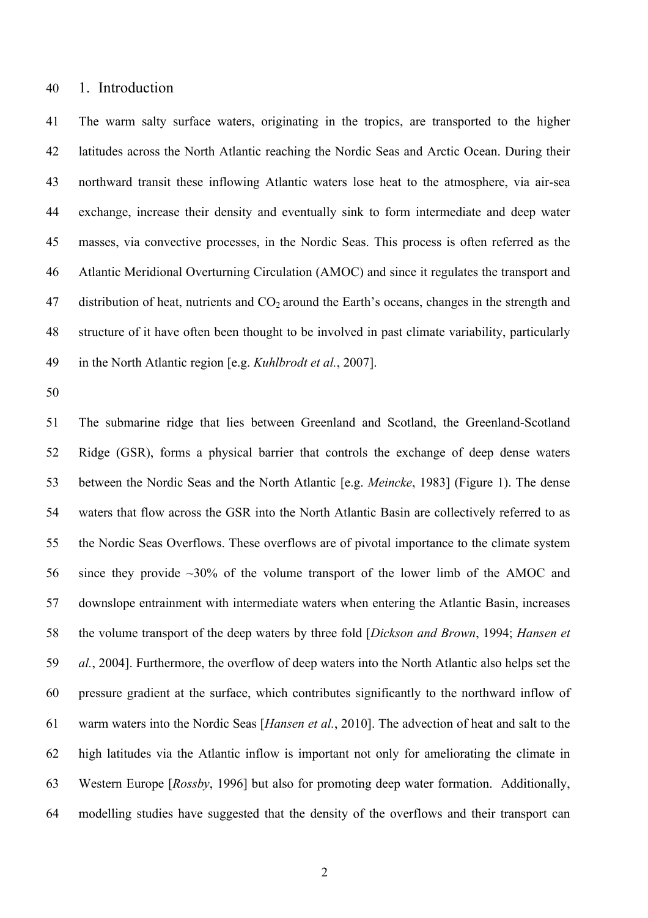## 1. Introduction

The warm salty surface waters, originating in the tropics, are transported to the higher latitudes across the North Atlantic reaching the Nordic Seas and Arctic Ocean. During their northward transit these inflowing Atlantic waters lose heat to the atmosphere, via air-sea exchange, increase their density and eventually sink to form intermediate and deep water masses, via convective processes, in the Nordic Seas. This process is often referred as the Atlantic Meridional Overturning Circulation (AMOC) and since it regulates the transport and distribution of heat, nutrients and $CO_2$ around the Earth's oceans, changes in the strength and structure of it have often been thought to be involved in past climate variability, particularly in the North Atlantic region [e.g. *Kuhlbrodt et al.*, 2007].

The submarine ridge that lies between Greenland and Scotland, the Greenland-Scotland Ridge (GSR), forms a physical barrier that controls the exchange of deep dense waters between the Nordic Seas and the North Atlantic [e.g. *Meincke*, 1983] (Figure 1). The dense waters that flow across the GSR into the North Atlantic Basin are collectively referred to as the Nordic Seas Overflows. These overflows are of pivotal importance to the climate system since they provide ~30% of the volume transport of the lower limb of the AMOC and downslope entrainment with intermediate waters when entering the Atlantic Basin, increases the volume transport of the deep waters by three fold [*Dickson and Brown*, 1994; *Hansen et al.*, 2004]. Furthermore, the overflow of deep waters into the North Atlantic also helps set the pressure gradient at the surface, which contributes significantly to the northward inflow of warm waters into the Nordic Seas [*Hansen et al.*, 2010]. The advection of heat and salt to the high latitudes via the Atlantic inflow is important not only for ameliorating the climate in Western Europe [*Rossby*, 1996] but also for promoting deep water formation. Additionally, modelling studies have suggested that the density of the overflows and their transport can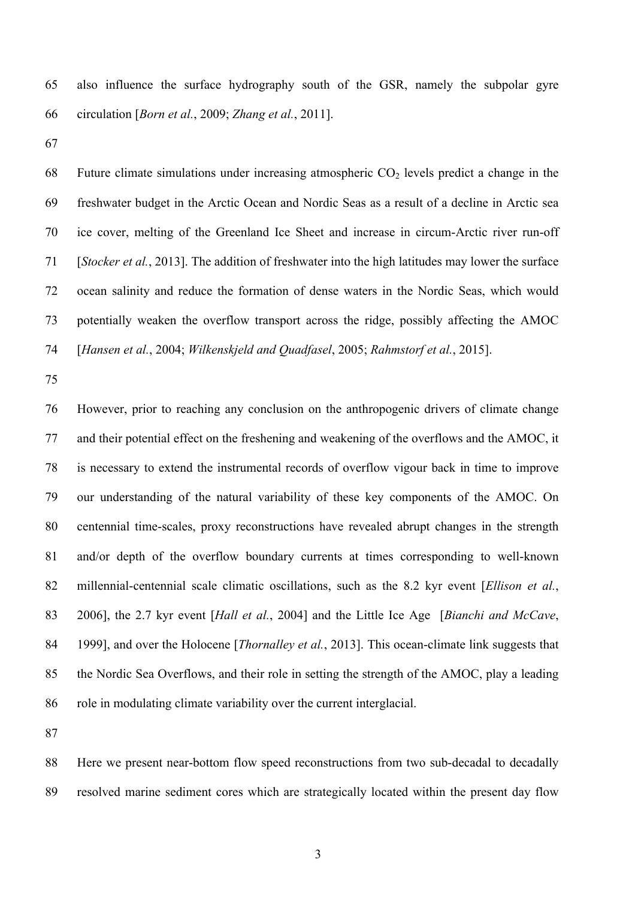also influence the surface hydrography south of the GSR, namely the subpolar gyre circulation [*Born et al.*, 2009; *Zhang et al.*, 2011].

Future climate simulations under increasing atmospheric $CO_2$ levels predict a change in the freshwater budget in the Arctic Ocean and Nordic Seas as a result of a decline in Arctic sea ice cover, melting of the Greenland Ice Sheet and increase in circum-Arctic river run-off [*Stocker et al.*, 2013]. The addition of freshwater into the high latitudes may lower the surface ocean salinity and reduce the formation of dense waters in the Nordic Seas, which would potentially weaken the overflow transport across the ridge, possibly affecting the AMOC [*Hansen et al.*, 2004; *Wilkenskjeld and Quadfasel*, 2005; *Rahmstorf et al.*, 2015].

However, prior to reaching any conclusion on the anthropogenic drivers of climate change and their potential effect on the freshening and weakening of the overflows and the AMOC, it is necessary to extend the instrumental records of overflow vigour back in time to improve our understanding of the natural variability of these key components of the AMOC. On centennial time-scales, proxy reconstructions have revealed abrupt changes in the strength and/or depth of the overflow boundary currents at times corresponding to well-known millennial-centennial scale climatic oscillations, such as the 8.2 kyr event [*Ellison et al.*, 2006], the 2.7 kyr event [*Hall et al.*, 2004] and the Little Ice Age [*Bianchi and McCave*, 1999], and over the Holocene [*Thornalley et al.*, 2013]. This ocean-climate link suggests that the Nordic Sea Overflows, and their role in setting the strength of the AMOC, play a leading role in modulating climate variability over the current interglacial.

Here we present near-bottom flow speed reconstructions from two sub-decadal to decadally resolved marine sediment cores which are strategically located within the present day flow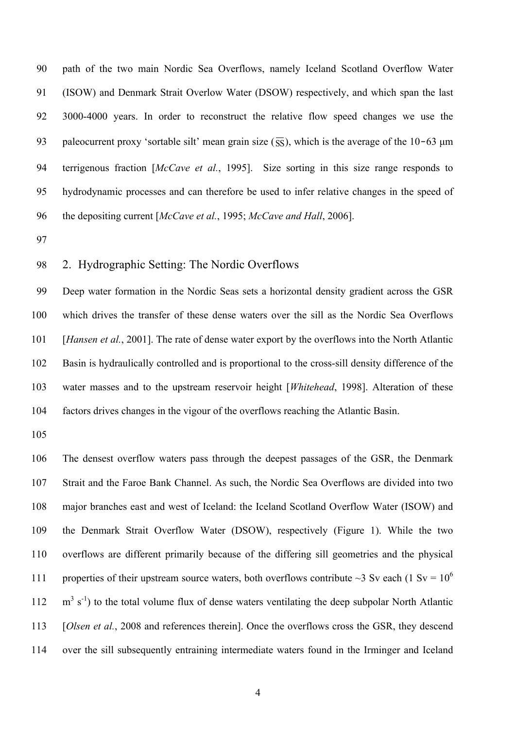path of the two main Nordic Sea Overflows, namely Iceland Scotland Overflow Water (ISOW) and Denmark Strait Overlow Water (DSOW) respectively, and which span the last 3000-4000 years. In order to reconstruct the relative flow speed changes we use the paleocurrent proxy 'sortable silt' mean grain size ($\overline{SS}$), which is the average of the 10-63 μm terrigenous fraction [*McCave et al.*, 1995]. Size sorting in this size range responds to hydrodynamic processes and can therefore be used to infer relative changes in the speed of the depositing current [*McCave et al.*, 1995; *McCave and Hall*, 2006].

## 2. Hydrographic Setting: The Nordic Overflows

Deep water formation in the Nordic Seas sets a horizontal density gradient across the GSR which drives the transfer of these dense waters over the sill as the Nordic Sea Overflows [*Hansen et al.*, 2001]. The rate of dense water export by the overflows into the North Atlantic Basin is hydraulically controlled and is proportional to the cross-sill density difference of the water masses and to the upstream reservoir height [*Whitehead*, 1998]. Alteration of these factors drives changes in the vigour of the overflows reaching the Atlantic Basin.

The densest overflow waters pass through the deepest passages of the GSR, the Denmark Strait and the Faroe Bank Channel. As such, the Nordic Sea Overflows are divided into two major branches east and west of Iceland: the Iceland Scotland Overflow Water (ISOW) and the Denmark Strait Overflow Water (DSOW), respectively (Figure 1). While the two overflows are different primarily because of the differing sill geometries and the physical properties of their upstream source waters, both overflows contribute ~3 Sv each (1 Sv = $10^6$ $m^3$ $s^{-1}$) to the total volume flux of dense waters ventilating the deep subpolar North Atlantic [*Olsen et al.*, 2008 and references therein]. Once the overflows cross the GSR, they descend over the sill subsequently entraining intermediate waters found in the Irminger and Iceland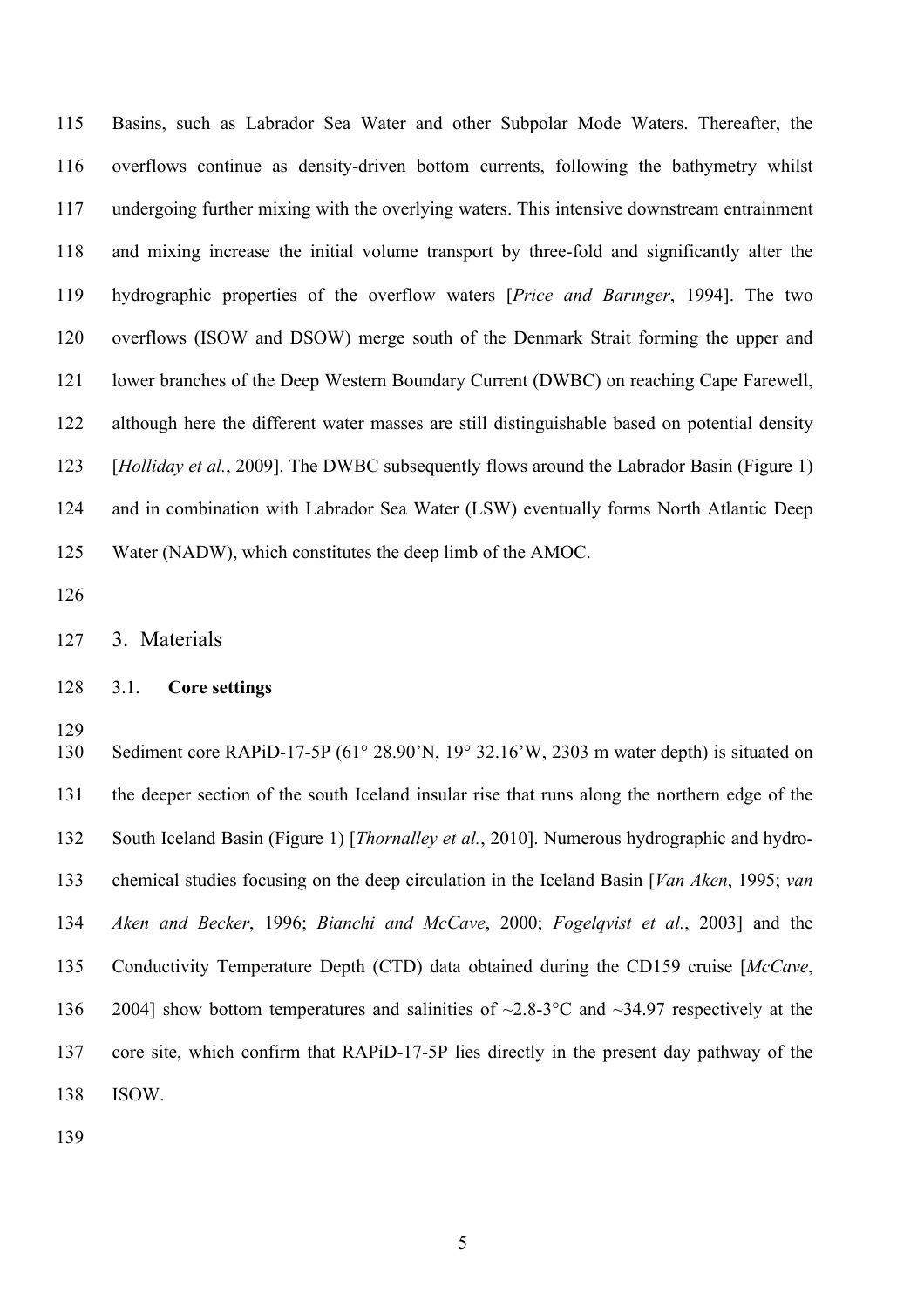Basins, such as Labrador Sea Water and other Subpolar Mode Waters. Thereafter, the overflows continue as density-driven bottom currents, following the bathymetry whilst undergoing further mixing with the overlying waters. This intensive downstream entrainment and mixing increase the initial volume transport by three-fold and significantly alter the hydrographic properties of the overflow waters [*Price and Baringer*, 1994]. The two overflows (ISOW and DSOW) merge south of the Denmark Strait forming the upper and lower branches of the Deep Western Boundary Current (DWBC) on reaching Cape Farewell, although here the different water masses are still distinguishable based on potential density [*Holliday et al.*, 2009]. The DWBC subsequently flows around the Labrador Basin (Figure 1) and in combination with Labrador Sea Water (LSW) eventually forms North Atlantic Deep Water (NADW), which constitutes the deep limb of the AMOC.

## 3. Materials

### 3.1. **Core settings**

Sediment core RAPiD-17-5P (61° 28.90'N, 19° 32.16'W, 2303 m water depth) is situated on the deeper section of the south Iceland insular rise that runs along the northern edge of the South Iceland Basin (Figure 1) [*Thornalley et al.*, 2010]. Numerous hydrographic and hydro-chemical studies focusing on the deep circulation in the Iceland Basin [*Van Aken*, 1995; *van Aken and Becker*, 1996; *Bianchi and McCave*, 2000; *Fogelqvist et al.*, 2003] and the Conductivity Temperature Depth (CTD) data obtained during the CD159 cruise [*McCave*, 2004] show bottom temperatures and salinities of ~2.8-3°C and ~34.97 respectively at the core site, which confirm that RAPiD-17-5P lies directly in the present day pathway of the ISOW.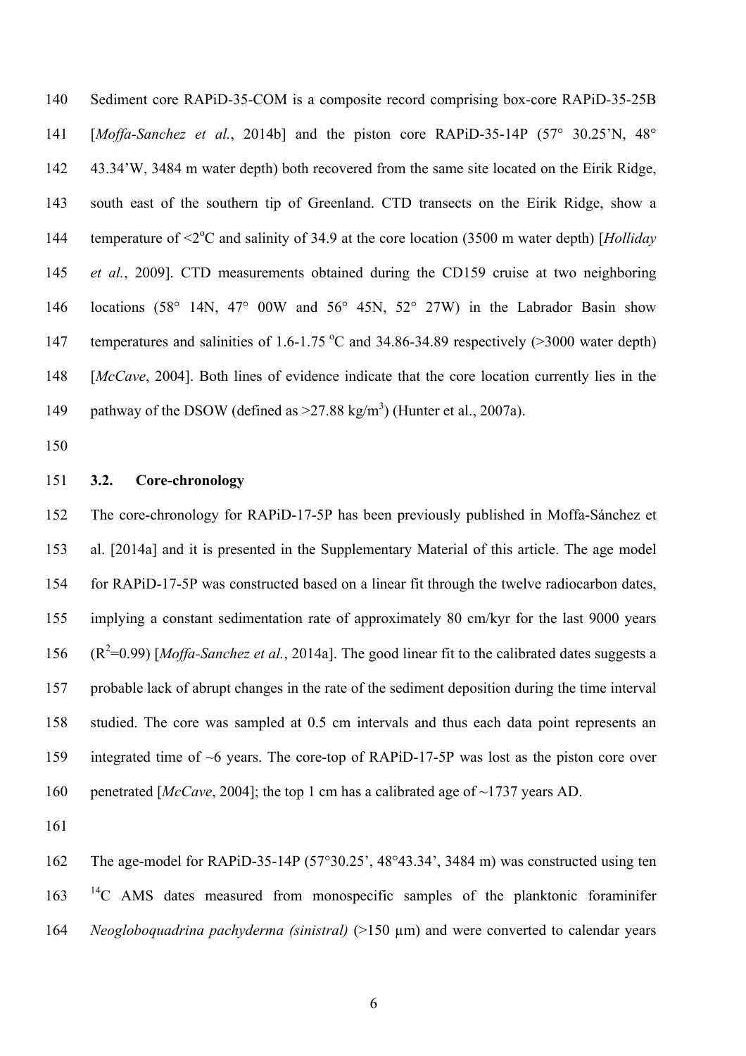Sediment core RAPiD-35-COM is a composite record comprising box-core RAPiD-35-25B [*Moffa-Sanchez et al.*, 2014b] and the piston core RAPiD-35-14P (57° 30.25'N, 48° 43.34'W, 3484 m water depth) both recovered from the same site located on the Eirik Ridge, south east of the southern tip of Greenland. CTD transects on the Eirik Ridge, show a temperature of <2°C and salinity of 34.9 at the core location (3500 m water depth) [*Holliday et al.*, 2009]. CTD measurements obtained during the CD159 cruise at two neighboring locations (58° 14N, 47° 00W and 56° 45N, 52° 27W) in the Labrador Basin show temperatures and salinities of 1.6-1.75 °C and 34.86-34.89 respectively (>3000 water depth) [*McCave*, 2004]. Both lines of evidence indicate that the core location currently lies in the pathway of the DSOW (defined as >27.88 kg/m$^3$) (Hunter et al., 2007a).

### 3.2. Core-chronology

The core-chronology for RAPiD-17-5P has been previously published in Moffa-Sánchez et al. [2014a] and it is presented in the Supplementary Material of this article. The age model for RAPiD-17-5P was constructed based on a linear fit through the twelve radiocarbon dates, implying a constant sedimentation rate of approximately 80 cm/kyr for the last 9000 years ($R^2$=0.99) [*Moffa-Sanchez et al.*, 2014a]. The good linear fit to the calibrated dates suggests a probable lack of abrupt changes in the rate of the sediment deposition during the time interval studied. The core was sampled at 0.5 cm intervals and thus each data point represents an integrated time of ~6 years. The core-top of RAPiD-17-5P was lost as the piston core over penetrated [*McCave*, 2004]; the top 1 cm has a calibrated age of ~1737 years AD.

The age-model for RAPiD-35-14P (57°30.25', 48°43.34', 3484 m) was constructed using ten $^{14}$C AMS dates measured from monospecific samples of the planktonic foraminifer *Neogloboquadrina pachyderma (sinistral)* (>150 µm) and were converted to calendar years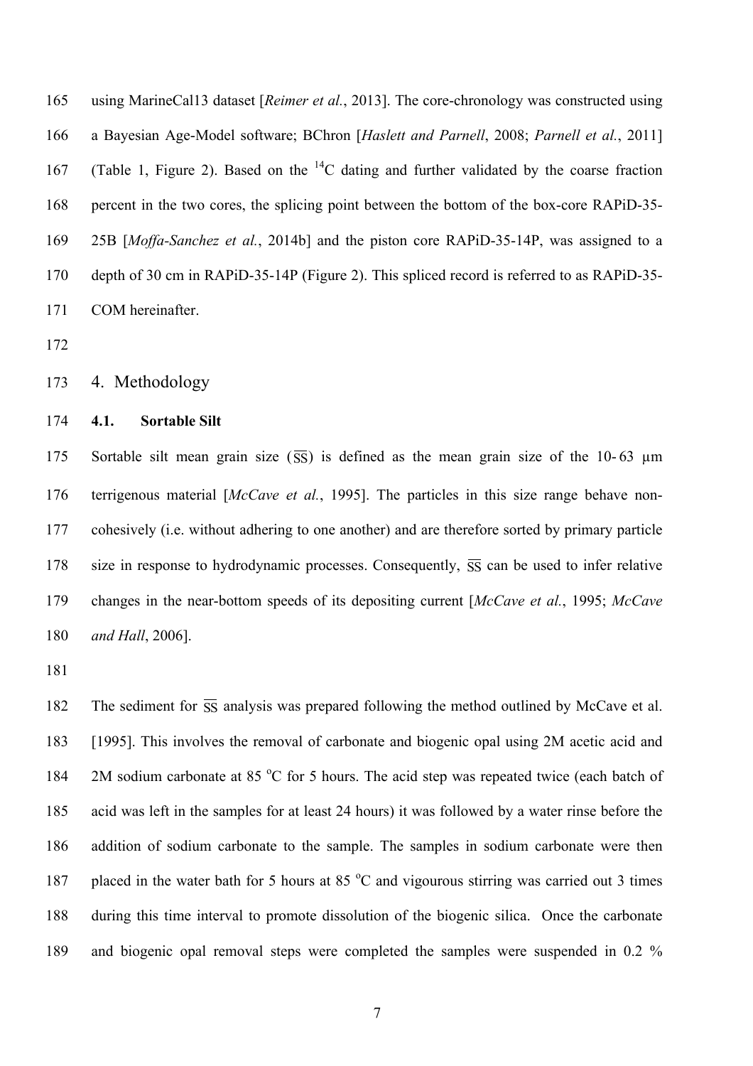using MarineCal13 dataset [*Reimer et al.*, 2013]. The core-chronology was constructed using a Bayesian Age-Model software; BChron [*Haslett and Parnell*, 2008; *Parnell et al.*, 2011] (Table 1, Figure 2). Based on the $^{14}$C dating and further validated by the coarse fraction percent in the two cores, the splicing point between the bottom of the box-core RAPiD-35-25B [*Moffa-Sanchez et al.*, 2014b] and the piston core RAPiD-35-14P, was assigned to a depth of 30 cm in RAPiD-35-14P (Figure 2). This spliced record is referred to as RAPiD-35-COM hereinafter.

## 4. Methodology

### 4.1. Sortable Silt

Sortable silt mean grain size ($\overline{SS}$) is defined as the mean grain size of the 10- 63 μm terrigenous material [*McCave et al.*, 1995]. The particles in this size range behave non-cohesively (i.e. without adhering to one another) and are therefore sorted by primary particle size in response to hydrodynamic processes. Consequently, $\overline{SS}$ can be used to infer relative changes in the near-bottom speeds of its depositing current [*McCave et al.*, 1995; *McCave and Hall*, 2006].

The sediment for $\overline{SS}$ analysis was prepared following the method outlined by McCave et al. [1995]. This involves the removal of carbonate and biogenic opal using 2M acetic acid and 2M sodium carbonate at 85 °C for 5 hours. The acid step was repeated twice (each batch of acid was left in the samples for at least 24 hours) it was followed by a water rinse before the addition of sodium carbonate to the sample. The samples in sodium carbonate were then placed in the water bath for 5 hours at 85 °C and vigourous stirring was carried out 3 times during this time interval to promote dissolution of the biogenic silica. Once the carbonate and biogenic opal removal steps were completed the samples were suspended in 0.2 %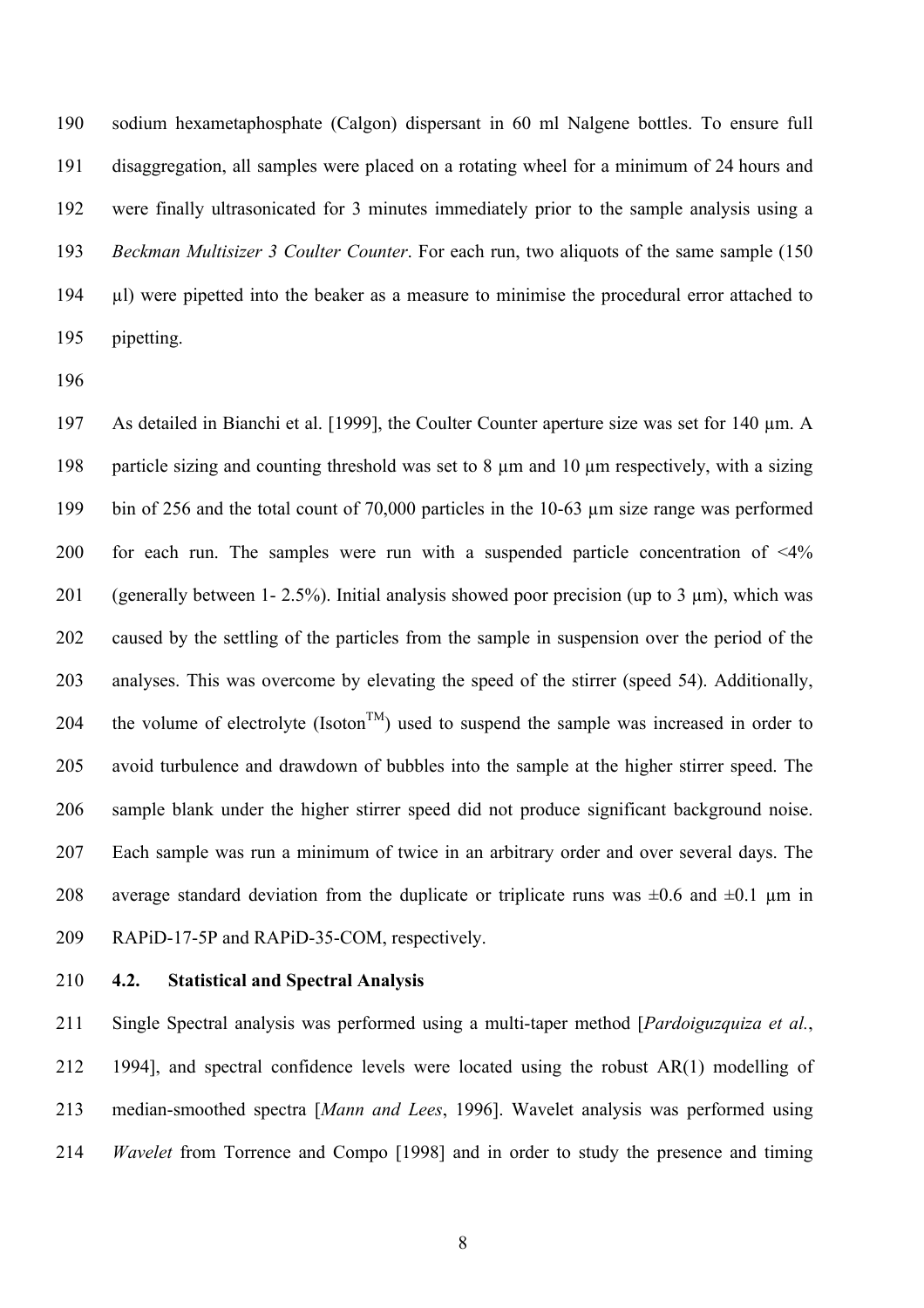sodium hexametaphosphate (Calgon) dispersant in 60 ml Nalgene bottles. To ensure full disaggregation, all samples were placed on a rotating wheel for a minimum of 24 hours and were finally ultrasonicated for 3 minutes immediately prior to the sample analysis using a *Beckman Multisizer 3 Coulter Counter*. For each run, two aliquots of the same sample (150 µl) were pipetted into the beaker as a measure to minimise the procedural error attached to pipetting.

As detailed in Bianchi et al. [1999], the Coulter Counter aperture size was set for 140 µm. A particle sizing and counting threshold was set to 8 µm and 10 µm respectively, with a sizing bin of 256 and the total count of 70,000 particles in the 10-63 µm size range was performed for each run. The samples were run with a suspended particle concentration of <4% (generally between 1- 2.5%). Initial analysis showed poor precision (up to 3 µm), which was caused by the settling of the particles from the sample in suspension over the period of the analyses. This was overcome by elevating the speed of the stirrer (speed 54). Additionally, the volume of electrolyte (Isoton™) used to suspend the sample was increased in order to avoid turbulence and drawdown of bubbles into the sample at the higher stirrer speed. The sample blank under the higher stirrer speed did not produce significant background noise. Each sample was run a minimum of twice in an arbitrary order and over several days. The average standard deviation from the duplicate or triplicate runs was ±0.6 and ±0.1 µm in RAPiD-17-5P and RAPiD-35-COM, respectively.

### 4.2. Statistical and Spectral Analysis

Single Spectral analysis was performed using a multi-taper method [*Pardoiguzquiza et al.*, 1994], and spectral confidence levels were located using the robust AR(1) modelling of median-smoothed spectra [*Mann and Lees*, 1996]. Wavelet analysis was performed using *Wavelet* from Torrence and Compo [1998] and in order to study the presence and timing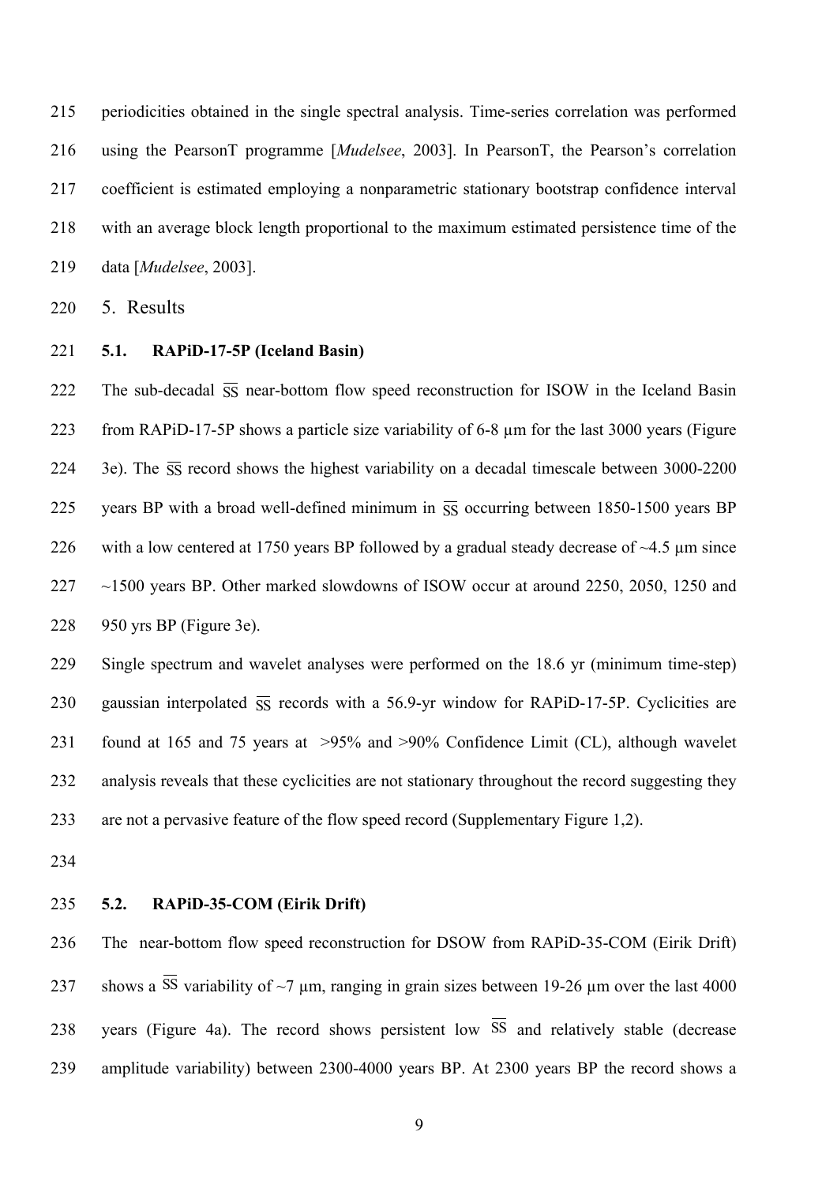periodicities obtained in the single spectral analysis. Time-series correlation was performed using the PearsonT programme [*Mudelsee*, 2003]. In PearsonT, the Pearson's correlation coefficient is estimated employing a nonparametric stationary bootstrap confidence interval with an average block length proportional to the maximum estimated persistence time of the data [*Mudelsee*, 2003].

## 5. Results

### 5.1. RAPiD-17-5P (Iceland Basin)

The sub-decadal $\overline{SS}$ near-bottom flow speed reconstruction for ISOW in the Iceland Basin from RAPiD-17-5P shows a particle size variability of 6-8 µm for the last 3000 years (Figure 3e). The $\overline{SS}$ record shows the highest variability on a decadal timescale between 3000-2200 years BP with a broad well-defined minimum in $\overline{SS}$ occurring between 1850-1500 years BP with a low centered at 1750 years BP followed by a gradual steady decrease of ~4.5 µm since ~1500 years BP. Other marked slowdowns of ISOW occur at around 2250, 2050, 1250 and 950 yrs BP (Figure 3e).

Single spectrum and wavelet analyses were performed on the 18.6 yr (minimum time-step) gaussian interpolated $\overline{SS}$ records with a 56.9-yr window for RAPiD-17-5P. Cyclicities are found at 165 and 75 years at >95% and >90% Confidence Limit (CL), although wavelet analysis reveals that these cyclicities are not stationary throughout the record suggesting they are not a pervasive feature of the flow speed record (Supplementary Figure 1,2).

### 5.2. RAPiD-35-COM (Eirik Drift)

The near-bottom flow speed reconstruction for DSOW from RAPiD-35-COM (Eirik Drift) shows a $\overline{SS}$ variability of ~7 µm, ranging in grain sizes between 19-26 µm over the last 4000 years (Figure 4a). The record shows persistent low $\overline{SS}$ and relatively stable (decrease amplitude variability) between 2300-4000 years BP. At 2300 years BP the record shows a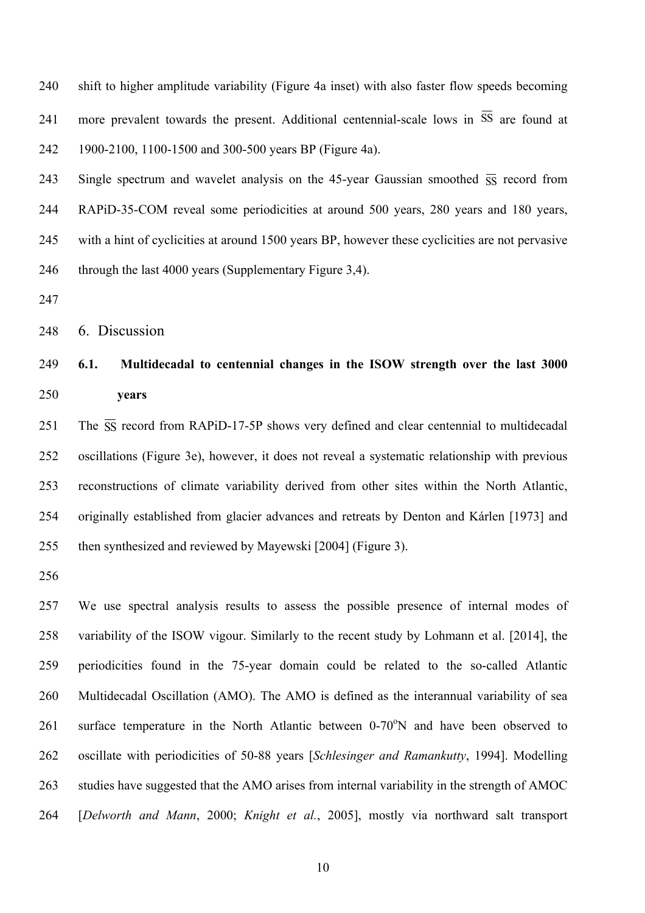shift to higher amplitude variability (Figure 4a inset) with also faster flow speeds becoming more prevalent towards the present. Additional centennial-scale lows in $\overline{SS}$ are found at 1900-2100, 1100-1500 and 300-500 years BP (Figure 4a).

Single spectrum and wavelet analysis on the 45-year Gaussian smoothed $\overline{SS}$ record from RAPiD-35-COM reveal some periodicities at around 500 years, 280 years and 180 years, with a hint of cyclicities at around 1500 years BP, however these cyclicities are not pervasive through the last 4000 years (Supplementary Figure 3,4).

## 6. Discussion

### 6.1. Multidecadal to centennial changes in the ISOW strength over the last 3000 years

The $\overline{SS}$ record from RAPiD-17-5P shows very defined and clear centennial to multidecadal oscillations (Figure 3e), however, it does not reveal a systematic relationship with previous reconstructions of climate variability derived from other sites within the North Atlantic, originally established from glacier advances and retreats by Denton and Kárlen [1973] and then synthesized and reviewed by Mayewski [2004] (Figure 3).

We use spectral analysis results to assess the possible presence of internal modes of variability of the ISOW vigour. Similarly to the recent study by Lohmann et al. [2014], the periodicities found in the 75-year domain could be related to the so-called Atlantic Multidecadal Oscillation (AMO). The AMO is defined as the interannual variability of sea surface temperature in the North Atlantic between 0-70°N and have been observed to oscillate with periodicities of 50-88 years [*Schlesinger and Ramankutty*, 1994]. Modelling studies have suggested that the AMO arises from internal variability in the strength of AMOC [*Delworth and Mann*, 2000; *Knight et al.*, 2005], mostly via northward salt transport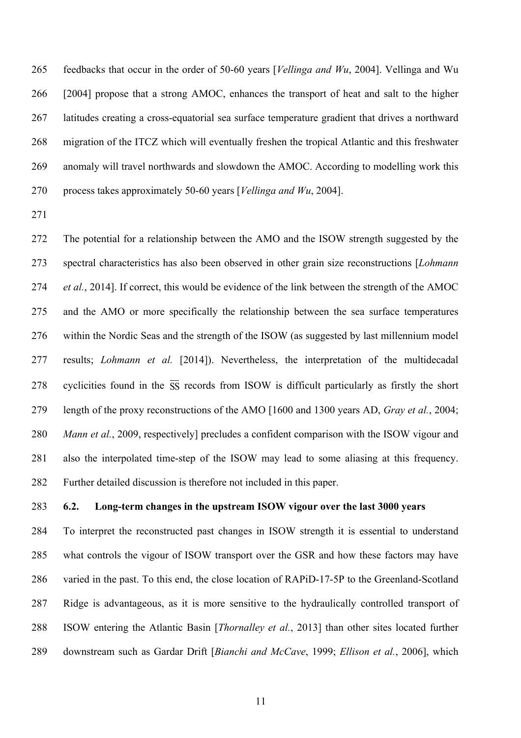feedbacks that occur in the order of 50-60 years [*Vellinga and Wu*, 2004]. Vellinga and Wu [2004] propose that a strong AMOC, enhances the transport of heat and salt to the higher latitudes creating a cross-equatorial sea surface temperature gradient that drives a northward migration of the ITCZ which will eventually freshen the tropical Atlantic and this freshwater anomaly will travel northwards and slowdown the AMOC. According to modelling work this process takes approximately 50-60 years [*Vellinga and Wu*, 2004].

The potential for a relationship between the AMO and the ISOW strength suggested by the spectral characteristics has also been observed in other grain size reconstructions [*Lohmann et al.*, 2014]. If correct, this would be evidence of the link between the strength of the AMOC and the AMO or more specifically the relationship between the sea surface temperatures within the Nordic Seas and the strength of the ISOW (as suggested by last millennium model results; *Lohmann et al.* [2014]). Nevertheless, the interpretation of the multidecadal cyclicities found in the $\overline{SS}$ records from ISOW is difficult particularly as firstly the short length of the proxy reconstructions of the AMO [1600 and 1300 years AD, *Gray et al.*, 2004; *Mann et al.*, 2009, respectively] precludes a confident comparison with the ISOW vigour and also the interpolated time-step of the ISOW may lead to some aliasing at this frequency. Further detailed discussion is therefore not included in this paper.

### 6.2. Long-term changes in the upstream ISOW vigour over the last 3000 years

To interpret the reconstructed past changes in ISOW strength it is essential to understand what controls the vigour of ISOW transport over the GSR and how these factors may have varied in the past. To this end, the close location of RAPiD-17-5P to the Greenland-Scotland Ridge is advantageous, as it is more sensitive to the hydraulically controlled transport of ISOW entering the Atlantic Basin [*Thornalley et al.*, 2013] than other sites located further downstream such as Gardar Drift [*Bianchi and McCave*, 1999; *Ellison et al.*, 2006], which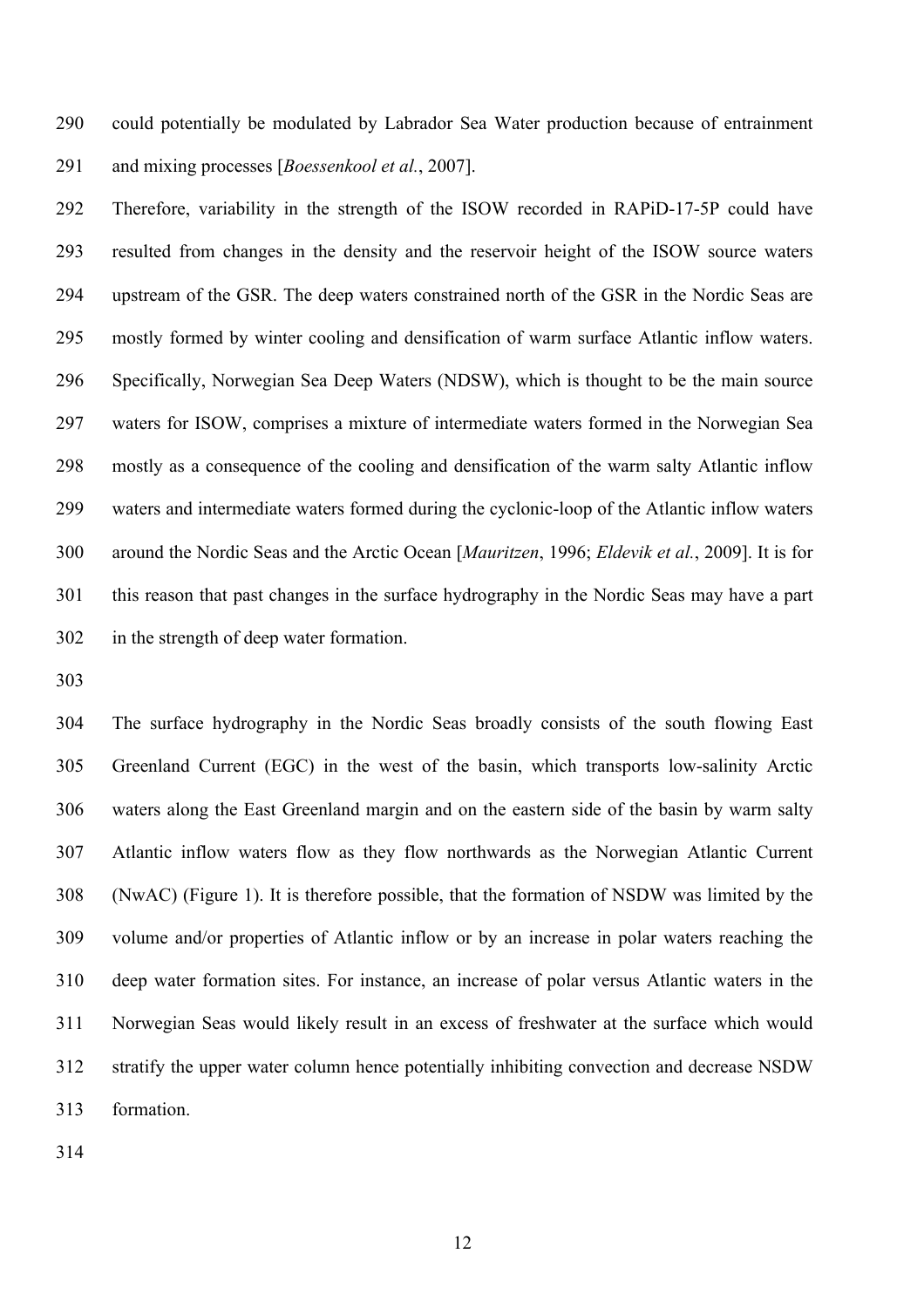could potentially be modulated by Labrador Sea Water production because of entrainment and mixing processes [*Boessenkool et al.*, 2007].

Therefore, variability in the strength of the ISOW recorded in RAPiD-17-5P could have resulted from changes in the density and the reservoir height of the ISOW source waters upstream of the GSR. The deep waters constrained north of the GSR in the Nordic Seas are mostly formed by winter cooling and densification of warm surface Atlantic inflow waters. Specifically, Norwegian Sea Deep Waters (NDSW), which is thought to be the main source waters for ISOW, comprises a mixture of intermediate waters formed in the Norwegian Sea mostly as a consequence of the cooling and densification of the warm salty Atlantic inflow waters and intermediate waters formed during the cyclonic-loop of the Atlantic inflow waters around the Nordic Seas and the Arctic Ocean [*Mauritzen*, 1996; *Eldevik et al.*, 2009]. It is for this reason that past changes in the surface hydrography in the Nordic Seas may have a part in the strength of deep water formation.

The surface hydrography in the Nordic Seas broadly consists of the south flowing East Greenland Current (EGC) in the west of the basin, which transports low-salinity Arctic waters along the East Greenland margin and on the eastern side of the basin by warm salty Atlantic inflow waters flow as they flow northwards as the Norwegian Atlantic Current (NwAC) (Figure 1). It is therefore possible, that the formation of NSDW was limited by the volume and/or properties of Atlantic inflow or by an increase in polar waters reaching the deep water formation sites. For instance, an increase of polar versus Atlantic waters in the Norwegian Seas would likely result in an excess of freshwater at the surface which would stratify the upper water column hence potentially inhibiting convection and decrease NSDW formation.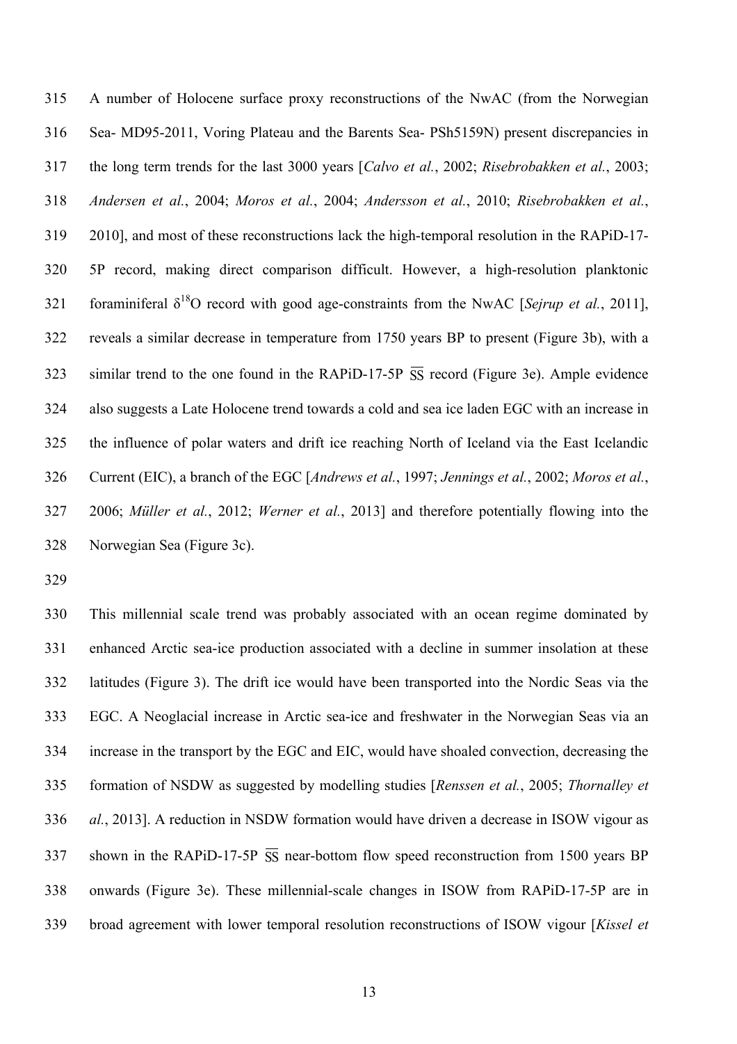A number of Holocene surface proxy reconstructions of the NwAC (from the Norwegian Sea- MD95-2011, Voring Plateau and the Barents Sea- PSh5159N) present discrepancies in the long term trends for the last 3000 years [*Calvo et al.*, 2002; *Risebrobakken et al.*, 2003; *Andersen et al.*, 2004; *Moros et al.*, 2004; *Andersson et al.*, 2010; *Risebrobakken et al.*, 2010], and most of these reconstructions lack the high-temporal resolution in the RAPiD-17-5P record, making direct comparison difficult. However, a high-resolution planktonic foraminiferal $\delta^{18}O$ record with good age-constraints from the NwAC [*Sejrup et al.*, 2011], reveals a similar decrease in temperature from 1750 years BP to present (Figure 3b), with a similar trend to the one found in the RAPiD-17-5P $\overline{SS}$ record (Figure 3e). Ample evidence also suggests a Late Holocene trend towards a cold and sea ice laden EGC with an increase in the influence of polar waters and drift ice reaching North of Iceland via the East Icelandic Current (EIC), a branch of the EGC [*Andrews et al.*, 1997; *Jennings et al.*, 2002; *Moros et al.*, 2006; *Müller et al.*, 2012; *Werner et al.*, 2013] and therefore potentially flowing into the Norwegian Sea (Figure 3c).

This millennial scale trend was probably associated with an ocean regime dominated by enhanced Arctic sea-ice production associated with a decline in summer insolation at these latitudes (Figure 3). The drift ice would have been transported into the Nordic Seas via the EGC. A Neoglacial increase in Arctic sea-ice and freshwater in the Norwegian Seas via an increase in the transport by the EGC and EIC, would have shoaled convection, decreasing the formation of NSDW as suggested by modelling studies [*Renssen et al.*, 2005; *Thornalley et al.*, 2013]. A reduction in NSDW formation would have driven a decrease in ISOW vigour as shown in the RAPiD-17-5P $\overline{SS}$ near-bottom flow speed reconstruction from 1500 years BP onwards (Figure 3e). These millennial-scale changes in ISOW from RAPiD-17-5P are in broad agreement with lower temporal resolution reconstructions of ISOW vigour [*Kissel et*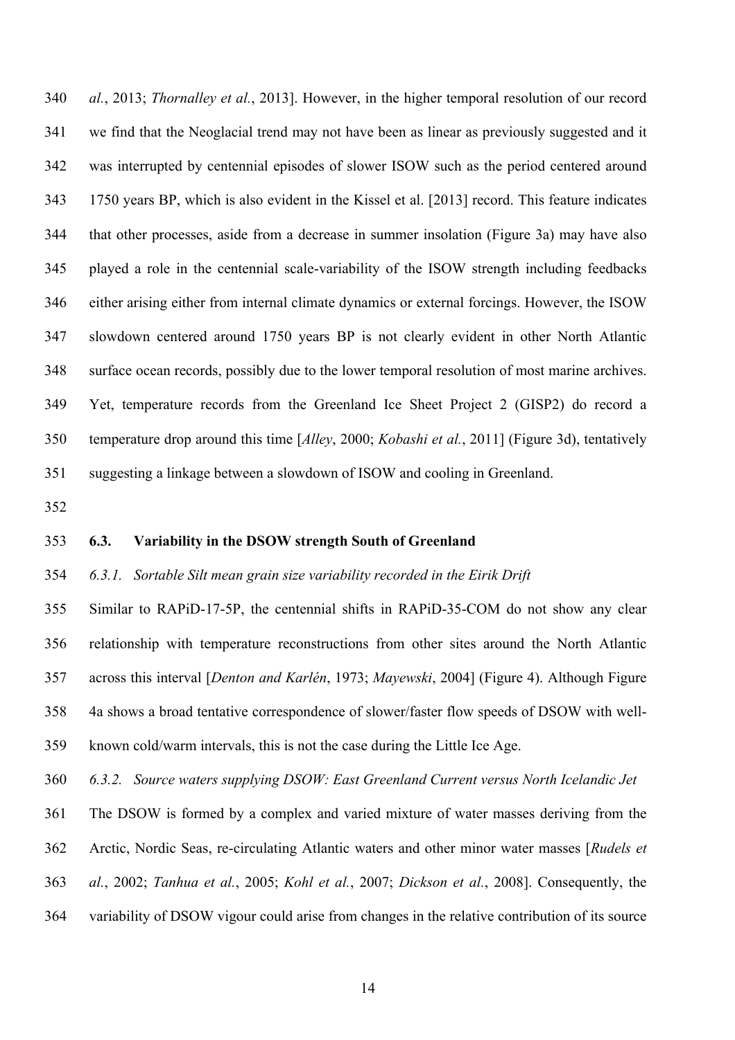*al.*, 2013; *Thornalley et al.*, 2013]. However, in the higher temporal resolution of our record we find that the Neoglacial trend may not have been as linear as previously suggested and it was interrupted by centennial episodes of slower ISOW such as the period centered around 1750 years BP, which is also evident in the Kissel et al. [2013] record. This feature indicates that other processes, aside from a decrease in summer insolation (Figure 3a) may have also played a role in the centennial scale-variability of the ISOW strength including feedbacks either arising either from internal climate dynamics or external forcings. However, the ISOW slowdown centered around 1750 years BP is not clearly evident in other North Atlantic surface ocean records, possibly due to the lower temporal resolution of most marine archives. Yet, temperature records from the Greenland Ice Sheet Project 2 (GISP2) do record a temperature drop around this time [*Alley*, 2000; *Kobashi et al.*, 2011] (Figure 3d), tentatively suggesting a linkage between a slowdown of ISOW and cooling in Greenland.

### 6.3. Variability in the DSOW strength South of Greenland

#### *6.3.1. Sortable Silt mean grain size variability recorded in the Eirik Drift*

Similar to RAPiD-17-5P, the centennial shifts in RAPiD-35-COM do not show any clear relationship with temperature reconstructions from other sites around the North Atlantic across this interval [*Denton and Karlén*, 1973; *Mayewski*, 2004] (Figure 4). Although Figure 4a shows a broad tentative correspondence of slower/faster flow speeds of DSOW with well-known cold/warm intervals, this is not the case during the Little Ice Age.

#### *6.3.2. Source waters supplying DSOW: East Greenland Current versus North Icelandic Jet*

The DSOW is formed by a complex and varied mixture of water masses deriving from the Arctic, Nordic Seas, re-circulating Atlantic waters and other minor water masses [*Rudels et al.*, 2002; *Tanhua et al.*, 2005; *Kohl et al.*, 2007; *Dickson et al.*, 2008]. Consequently, the variability of DSOW vigour could arise from changes in the relative contribution of its source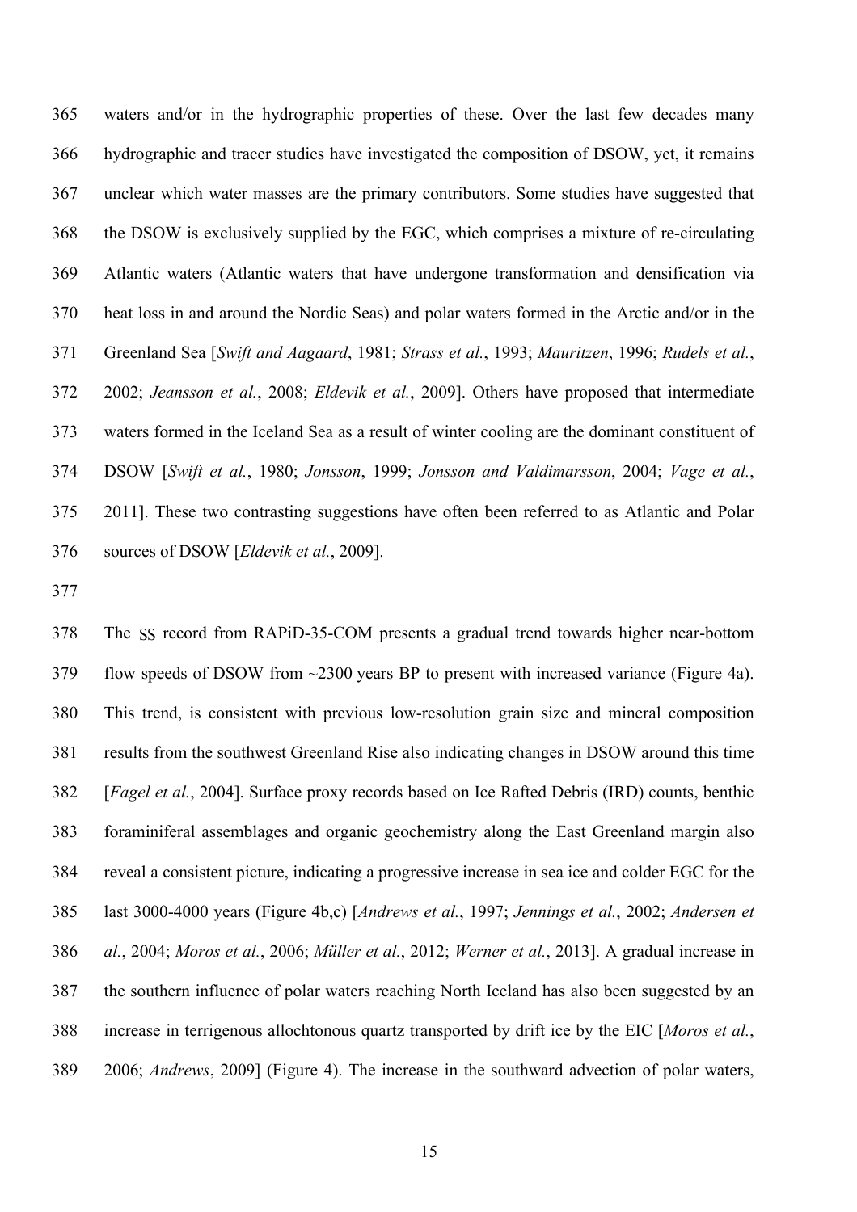waters and/or in the hydrographic properties of these. Over the last few decades many hydrographic and tracer studies have investigated the composition of DSOW, yet, it remains unclear which water masses are the primary contributors. Some studies have suggested that the DSOW is exclusively supplied by the EGC, which comprises a mixture of re-circulating Atlantic waters (Atlantic waters that have undergone transformation and densification via heat loss in and around the Nordic Seas) and polar waters formed in the Arctic and/or in the Greenland Sea [*Swift and Aagaard*, 1981; *Strass et al.*, 1993; *Mauritzen*, 1996; *Rudels et al.*, 2002; *Jeansson et al.*, 2008; *Eldevik et al.*, 2009]. Others have proposed that intermediate waters formed in the Iceland Sea as a result of winter cooling are the dominant constituent of DSOW [*Swift et al.*, 1980; *Jonsson*, 1999; *Jonsson and Valdimarsson*, 2004; *Vage et al.*, 2011]. These two contrasting suggestions have often been referred to as Atlantic and Polar sources of DSOW [*Eldevik et al.*, 2009].

The $\overline{SS}$ record from RAPiD-35-COM presents a gradual trend towards higher near-bottom flow speeds of DSOW from ~2300 years BP to present with increased variance (Figure 4a). This trend, is consistent with previous low-resolution grain size and mineral composition results from the southwest Greenland Rise also indicating changes in DSOW around this time [*Fagel et al.*, 2004]. Surface proxy records based on Ice Rafted Debris (IRD) counts, benthic foraminiferal assemblages and organic geochemistry along the East Greenland margin also reveal a consistent picture, indicating a progressive increase in sea ice and colder EGC for the last 3000-4000 years (Figure 4b,c) [*Andrews et al.*, 1997; *Jennings et al.*, 2002; *Andersen et al.*, 2004; *Moros et al.*, 2006; *Müller et al.*, 2012; *Werner et al.*, 2013]. A gradual increase in the southern influence of polar waters reaching North Iceland has also been suggested by an increase in terrigenous allochtonous quartz transported by drift ice by the EIC [*Moros et al.*, 2006; *Andrews*, 2009] (Figure 4). The increase in the southward advection of polar waters,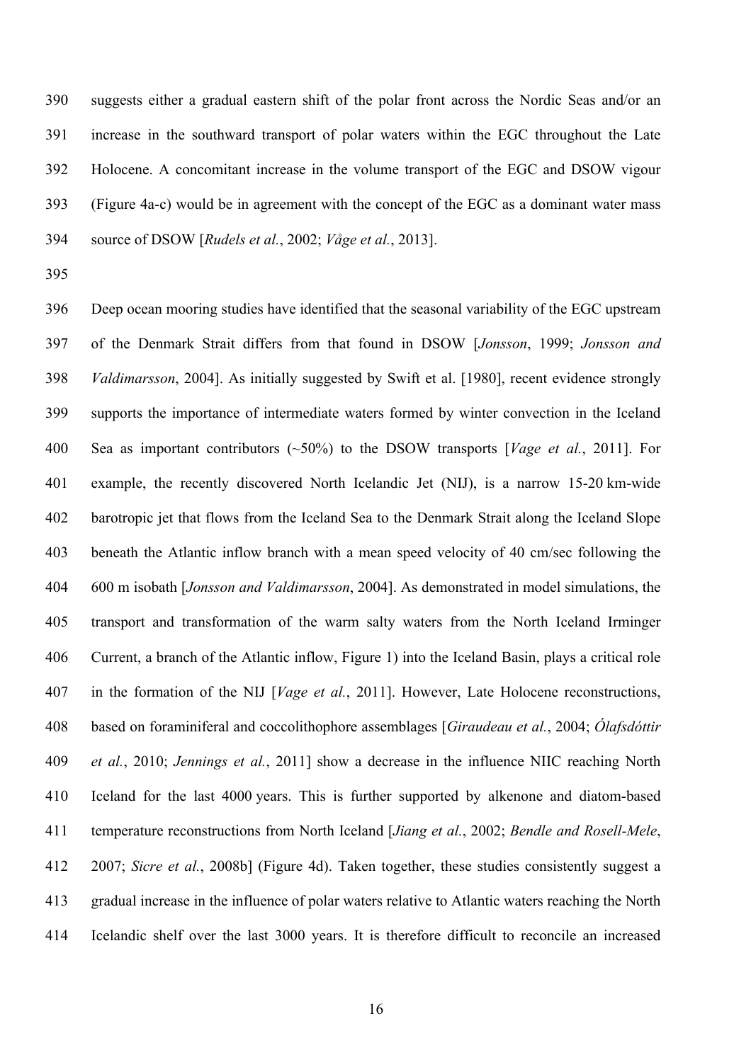suggests either a gradual eastern shift of the polar front across the Nordic Seas and/or an increase in the southward transport of polar waters within the EGC throughout the Late Holocene. A concomitant increase in the volume transport of the EGC and DSOW vigour (Figure 4a-c) would be in agreement with the concept of the EGC as a dominant water mass source of DSOW [*Rudels et al.*, 2002; *Våge et al.*, 2013].

Deep ocean mooring studies have identified that the seasonal variability of the EGC upstream of the Denmark Strait differs from that found in DSOW [*Jonsson*, 1999; *Jonsson and Valdimarsson*, 2004]. As initially suggested by Swift et al. [1980], recent evidence strongly supports the importance of intermediate waters formed by winter convection in the Iceland Sea as important contributors (~50%) to the DSOW transports [*Vage et al.*, 2011]. For example, the recently discovered North Icelandic Jet (NIJ), is a narrow 15-20 km-wide barotropic jet that flows from the Iceland Sea to the Denmark Strait along the Iceland Slope beneath the Atlantic inflow branch with a mean speed velocity of 40 cm/sec following the 600 m isobath [*Jonsson and Valdimarsson*, 2004]. As demonstrated in model simulations, the transport and transformation of the warm salty waters from the North Iceland Irminger Current, a branch of the Atlantic inflow, Figure 1) into the Iceland Basin, plays a critical role in the formation of the NIJ [*Vage et al.*, 2011]. However, Late Holocene reconstructions, based on foraminiferal and coccolithophore assemblages [*Giraudeau et al.*, 2004; *Ólafsdóttir et al.*, 2010; *Jennings et al.*, 2011] show a decrease in the influence NIIC reaching North Iceland for the last 4000 years. This is further supported by alkenone and diatom-based temperature reconstructions from North Iceland [*Jiang et al.*, 2002; *Bendle and Rosell-Mele*, 2007; *Sicre et al.*, 2008b] (Figure 4d). Taken together, these studies consistently suggest a gradual increase in the influence of polar waters relative to Atlantic waters reaching the North Icelandic shelf over the last 3000 years. It is therefore difficult to reconcile an increased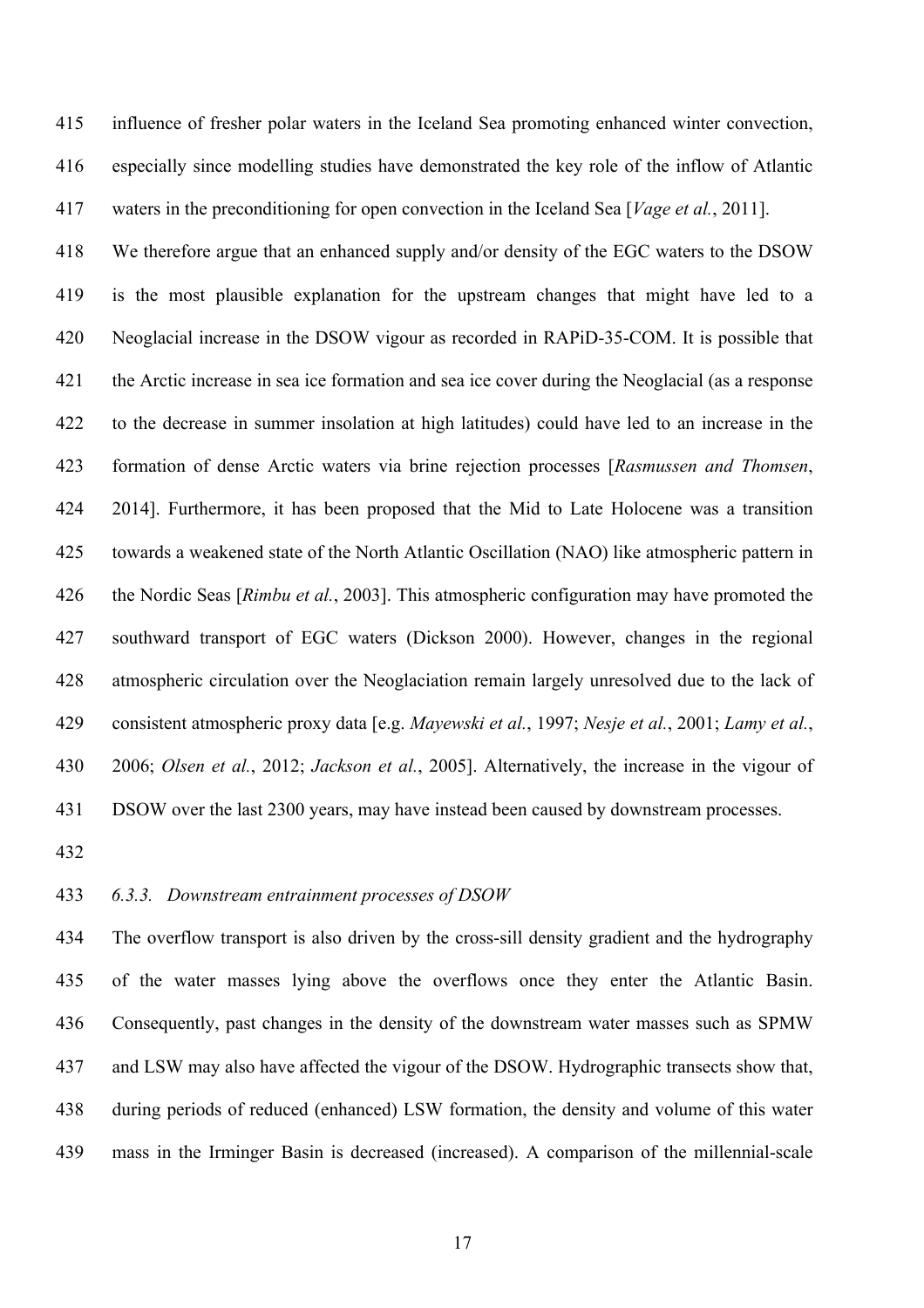influence of fresher polar waters in the Iceland Sea promoting enhanced winter convection, especially since modelling studies have demonstrated the key role of the inflow of Atlantic waters in the preconditioning for open convection in the Iceland Sea [*Vage et al.*, 2011].

We therefore argue that an enhanced supply and/or density of the EGC waters to the DSOW is the most plausible explanation for the upstream changes that might have led to a Neoglacial increase in the DSOW vigour as recorded in RAPiD-35-COM. It is possible that the Arctic increase in sea ice formation and sea ice cover during the Neoglacial (as a response to the decrease in summer insolation at high latitudes) could have led to an increase in the formation of dense Arctic waters via brine rejection processes [*Rasmussen and Thomsen*, 2014]. Furthermore, it has been proposed that the Mid to Late Holocene was a transition towards a weakened state of the North Atlantic Oscillation (NAO) like atmospheric pattern in the Nordic Seas [*Rimbu et al.*, 2003]. This atmospheric configuration may have promoted the southward transport of EGC waters (Dickson 2000). However, changes in the regional atmospheric circulation over the Neoglaciation remain largely unresolved due to the lack of consistent atmospheric proxy data [e.g. *Mayewski et al.*, 1997; *Nesje et al.*, 2001; *Lamy et al.*, 2006; *Olsen et al.*, 2012; *Jackson et al.*, 2005]. Alternatively, the increase in the vigour of DSOW over the last 2300 years, may have instead been caused by downstream processes.

### *6.3.3. Downstream entrainment processes of DSOW*

The overflow transport is also driven by the cross-sill density gradient and the hydrography of the water masses lying above the overflows once they enter the Atlantic Basin. Consequently, past changes in the density of the downstream water masses such as SPMW and LSW may also have affected the vigour of the DSOW. Hydrographic transects show that, during periods of reduced (enhanced) LSW formation, the density and volume of this water mass in the Irminger Basin is decreased (increased). A comparison of the millennial-scale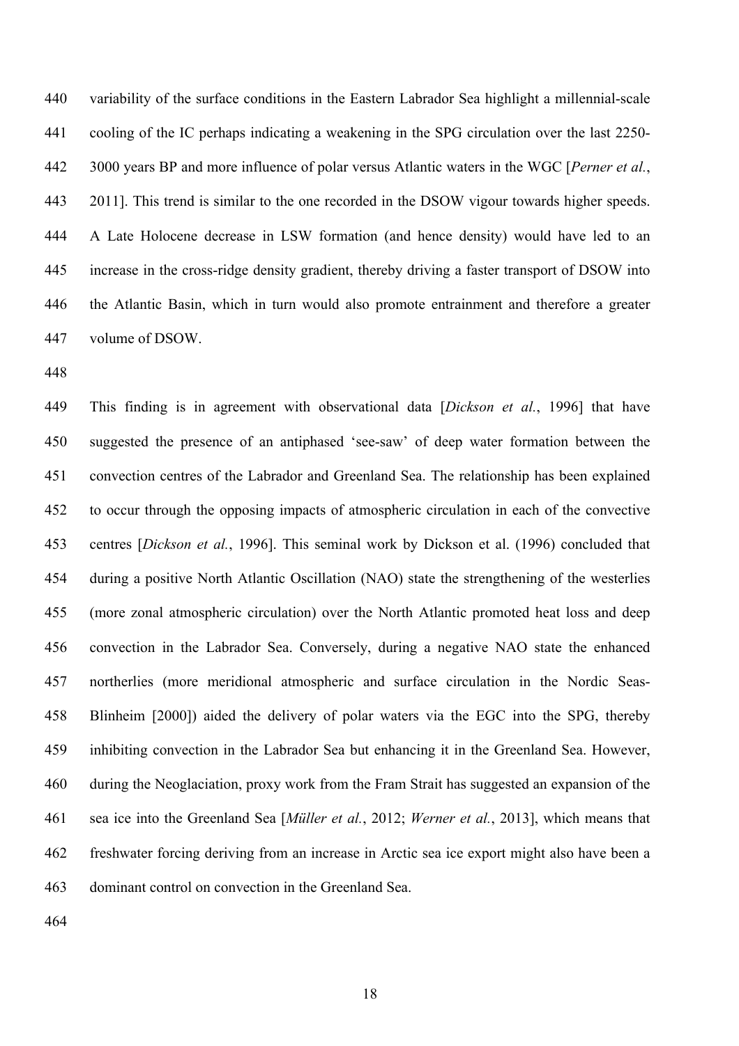variability of the surface conditions in the Eastern Labrador Sea highlight a millennial-scale cooling of the IC perhaps indicating a weakening in the SPG circulation over the last 2250-3000 years BP and more influence of polar versus Atlantic waters in the WGC [*Perner et al.*, 2011]. This trend is similar to the one recorded in the DSOW vigour towards higher speeds. A Late Holocene decrease in LSW formation (and hence density) would have led to an increase in the cross-ridge density gradient, thereby driving a faster transport of DSOW into the Atlantic Basin, which in turn would also promote entrainment and therefore a greater volume of DSOW.

This finding is in agreement with observational data [*Dickson et al.*, 1996] that have suggested the presence of an antiphased 'see-saw' of deep water formation between the convection centres of the Labrador and Greenland Sea. The relationship has been explained to occur through the opposing impacts of atmospheric circulation in each of the convective centres [*Dickson et al.*, 1996]. This seminal work by Dickson et al. (1996) concluded that during a positive North Atlantic Oscillation (NAO) state the strengthening of the westerlies (more zonal atmospheric circulation) over the North Atlantic promoted heat loss and deep convection in the Labrador Sea. Conversely, during a negative NAO state the enhanced northerlies (more meridional atmospheric and surface circulation in the Nordic Seas-Blinheim [2000]) aided the delivery of polar waters via the EGC into the SPG, thereby inhibiting convection in the Labrador Sea but enhancing it in the Greenland Sea. However, during the Neoglaciation, proxy work from the Fram Strait has suggested an expansion of the sea ice into the Greenland Sea [*Müller et al.*, 2012; *Werner et al.*, 2013], which means that freshwater forcing deriving from an increase in Arctic sea ice export might also have been a dominant control on convection in the Greenland Sea.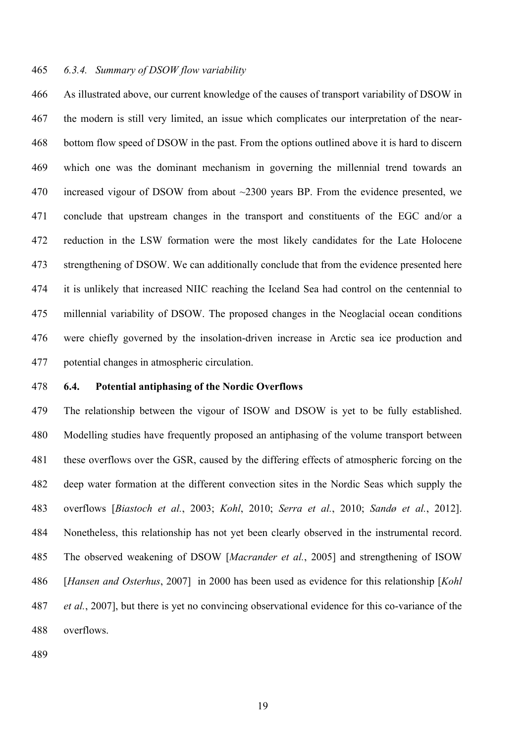*6.3.4. Summary of DSOW flow variability*

As illustrated above, our current knowledge of the causes of transport variability of DSOW in the modern is still very limited, an issue which complicates our interpretation of the near-bottom flow speed of DSOW in the past. From the options outlined above it is hard to discern which one was the dominant mechanism in governing the millennial trend towards an increased vigour of DSOW from about ~2300 years BP. From the evidence presented, we conclude that upstream changes in the transport and constituents of the EGC and/or a reduction in the LSW formation were the most likely candidates for the Late Holocene strengthening of DSOW. We can additionally conclude that from the evidence presented here it is unlikely that increased NIIC reaching the Iceland Sea had control on the centennial to millennial variability of DSOW. The proposed changes in the Neoglacial ocean conditions were chiefly governed by the insolation-driven increase in Arctic sea ice production and potential changes in atmospheric circulation.

### 6.4. Potential antiphasing of the Nordic Overflows

The relationship between the vigour of ISOW and DSOW is yet to be fully established. Modelling studies have frequently proposed an antiphasing of the volume transport between these overflows over the GSR, caused by the differing effects of atmospheric forcing on the deep water formation at the different convection sites in the Nordic Seas which supply the overflows [*Biastoch et al.*, 2003; *Kohl*, 2010; *Serra et al.*, 2010; *Sandø et al.*, 2012]. Nonetheless, this relationship has not yet been clearly observed in the instrumental record. The observed weakening of DSOW [*Macrander et al.*, 2005] and strengthening of ISOW [*Hansen and Osterhus*, 2007] in 2000 has been used as evidence for this relationship [*Kohl et al.*, 2007], but there is yet no convincing observational evidence for this co-variance of the overflows.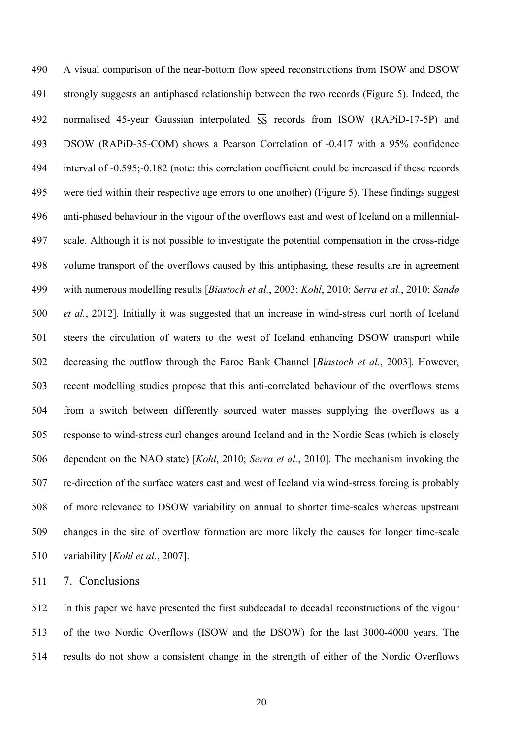A visual comparison of the near-bottom flow speed reconstructions from ISOW and DSOW strongly suggests an antiphased relationship between the two records (Figure 5). Indeed, the normalised 45-year Gaussian interpolated $\overline{SS}$ records from ISOW (RAPiD-17-5P) and DSOW (RAPiD-35-COM) shows a Pearson Correlation of -0.417 with a 95% confidence interval of -0.595;-0.182 (note: this correlation coefficient could be increased if these records were tied within their respective age errors to one another) (Figure 5). These findings suggest anti-phased behaviour in the vigour of the overflows east and west of Iceland on a millennial-scale. Although it is not possible to investigate the potential compensation in the cross-ridge volume transport of the overflows caused by this antiphasing, these results are in agreement with numerous modelling results [*Biastoch et al.*, 2003; *Kohl*, 2010; *Serra et al.*, 2010; *Sandø et al.*, 2012]. Initially it was suggested that an increase in wind-stress curl north of Iceland steers the circulation of waters to the west of Iceland enhancing DSOW transport while decreasing the outflow through the Faroe Bank Channel [*Biastoch et al.*, 2003]. However, recent modelling studies propose that this anti-correlated behaviour of the overflows stems from a switch between differently sourced water masses supplying the overflows as a response to wind-stress curl changes around Iceland and in the Nordic Seas (which is closely dependent on the NAO state) [*Kohl*, 2010; *Serra et al.*, 2010]. The mechanism invoking the re-direction of the surface waters east and west of Iceland via wind-stress forcing is probably of more relevance to DSOW variability on annual to shorter time-scales whereas upstream changes in the site of overflow formation are more likely the causes for longer time-scale variability [*Kohl et al.*, 2007].

## 7. Conclusions

In this paper we have presented the first subdecadal to decadal reconstructions of the vigour of the two Nordic Overflows (ISOW and the DSOW) for the last 3000-4000 years. The results do not show a consistent change in the strength of either of the Nordic Overflows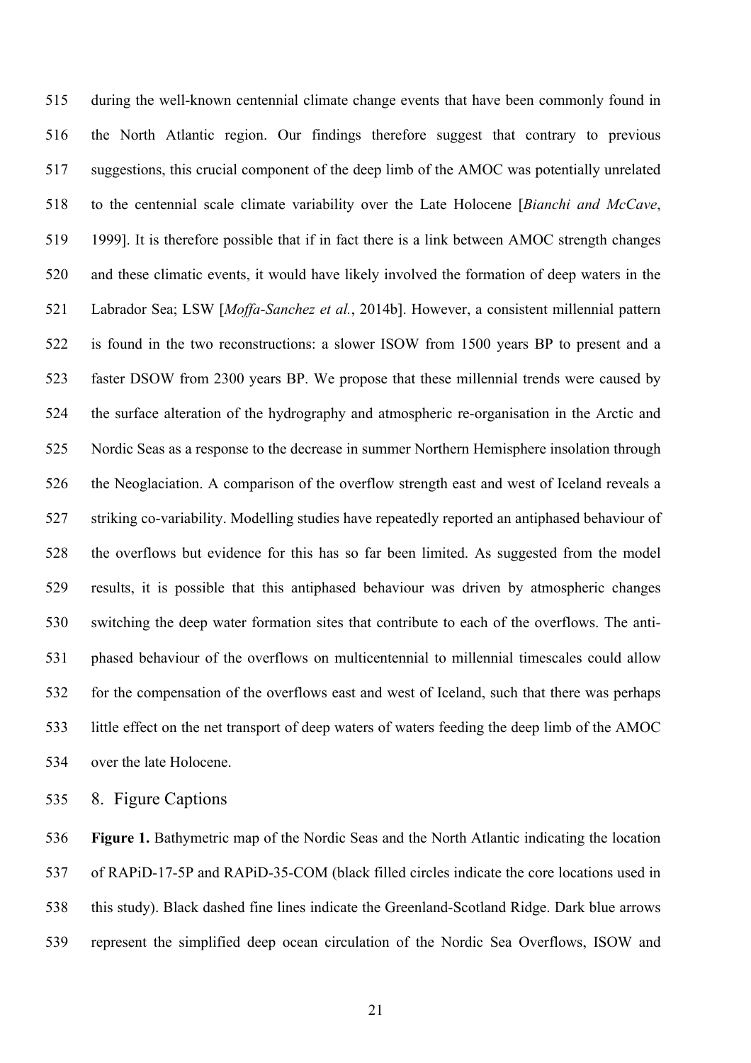during the well-known centennial climate change events that have been commonly found in the North Atlantic region. Our findings therefore suggest that contrary to previous suggestions, this crucial component of the deep limb of the AMOC was potentially unrelated to the centennial scale climate variability over the Late Holocene [*Bianchi and McCave*, 1999]. It is therefore possible that if in fact there is a link between AMOC strength changes and these climatic events, it would have likely involved the formation of deep waters in the Labrador Sea; LSW [*Moffa-Sanchez et al.*, 2014b]. However, a consistent millennial pattern is found in the two reconstructions: a slower ISOW from 1500 years BP to present and a faster DSOW from 2300 years BP. We propose that these millennial trends were caused by the surface alteration of the hydrography and atmospheric re-organisation in the Arctic and Nordic Seas as a response to the decrease in summer Northern Hemisphere insolation through the Neoglaciation. A comparison of the overflow strength east and west of Iceland reveals a striking co-variability. Modelling studies have repeatedly reported an antiphased behaviour of the overflows but evidence for this has so far been limited. As suggested from the model results, it is possible that this antiphased behaviour was driven by atmospheric changes switching the deep water formation sites that contribute to each of the overflows. The anti-phased behaviour of the overflows on multicentennial to millennial timescales could allow for the compensation of the overflows east and west of Iceland, such that there was perhaps little effect on the net transport of deep waters of waters feeding the deep limb of the AMOC over the late Holocene.

## 8. Figure Captions

**Figure 1.** Bathymetric map of the Nordic Seas and the North Atlantic indicating the location of RAPiD-17-5P and RAPiD-35-COM (black filled circles indicate the core locations used in this study). Black dashed fine lines indicate the Greenland-Scotland Ridge. Dark blue arrows represent the simplified deep ocean circulation of the Nordic Sea Overflows, ISOW and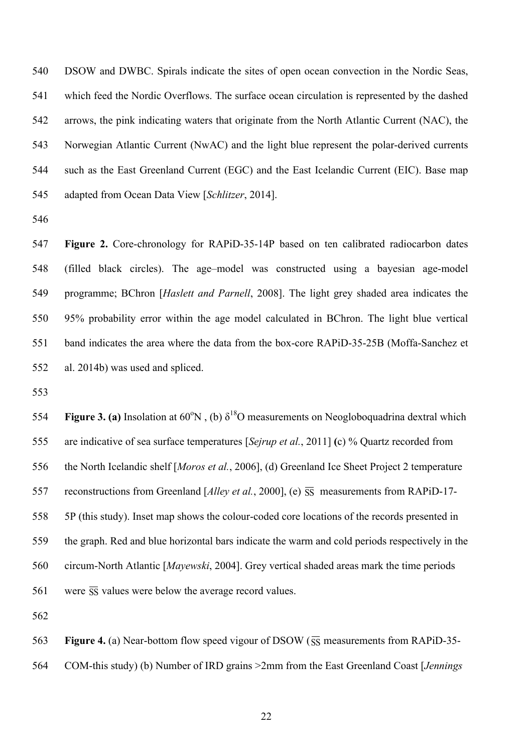DSOW and DWBC. Spirals indicate the sites of open ocean convection in the Nordic Seas, which feed the Nordic Overflows. The surface ocean circulation is represented by the dashed arrows, the pink indicating waters that originate from the North Atlantic Current (NAC), the Norwegian Atlantic Current (NwAC) and the light blue represent the polar-derived currents such as the East Greenland Current (EGC) and the East Icelandic Current (EIC). Base map adapted from Ocean Data View [*Schlitzer*, 2014].

**Figure 2.** Core-chronology for RAPiD-35-14P based on ten calibrated radiocarbon dates (filled black circles). The age–model was constructed using a bayesian age-model programme; BChron [*Haslett and Parnell*, 2008]. The light grey shaded area indicates the 95% probability error within the age model calculated in BChron. The light blue vertical band indicates the area where the data from the box-core RAPiD-35-25B (Moffa-Sanchez et al. 2014b) was used and spliced.

**Figure 3. (a)** Insolation at 60$^{o}$N , (b) $\delta^{18}$O measurements on Neogloboquadrina dextral which are indicative of sea surface temperatures [*Sejrup et al.*, 2011] **(**c) % Quartz recorded from the North Icelandic shelf [*Moros et al.*, 2006], (d) Greenland Ice Sheet Project 2 temperature reconstructions from Greenland [*Alley et al.*, 2000], (e) $\overline{SS}$ measurements from RAPiD-17-5P (this study). Inset map shows the colour-coded core locations of the records presented in the graph. Red and blue horizontal bars indicate the warm and cold periods respectively in the circum-North Atlantic [*Mayewski*, 2004]. Grey vertical shaded areas mark the time periods were $\overline{SS}$ values were below the average record values.

**Figure 4.** (a) Near-bottom flow speed vigour of DSOW ($\overline{SS}$ measurements from RAPiD-35-COM-this study) (b) Number of IRD grains >2mm from the East Greenland Coast [*Jennings*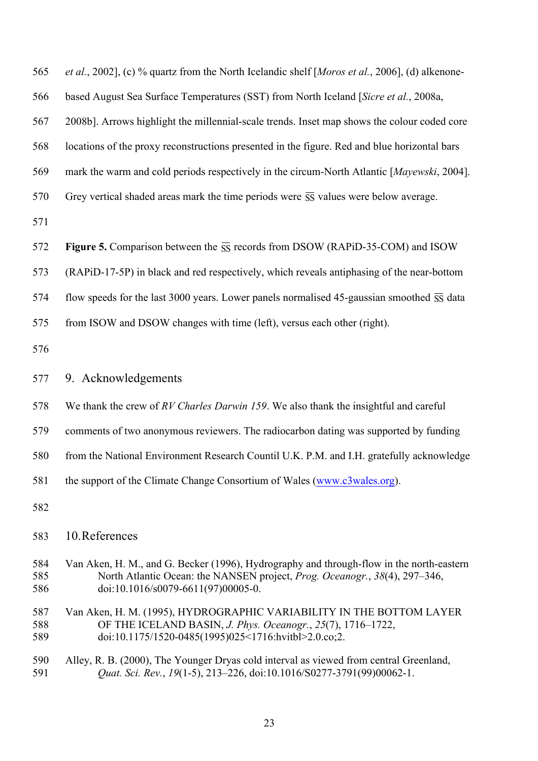*et al.*, 2002], (c) % quartz from the North Icelandic shelf [*Moros et al.*, 2006], (d) alkenone-based August Sea Surface Temperatures (SST) from North Iceland [*Sicre et al.*, 2008a, 2008b]. Arrows highlight the millennial-scale trends. Inset map shows the colour coded core locations of the proxy reconstructions presented in the figure. Red and blue horizontal bars mark the warm and cold periods respectively in the circum-North Atlantic [*Mayewski*, 2004]. Grey vertical shaded areas mark the time periods were $\overline{SS}$ values were below average.

**Figure 5.** Comparison between the $\overline{SS}$ records from DSOW (RAPiD-35-COM) and ISOW (RAPiD-17-5P) in black and red respectively, which reveals antiphasing of the near-bottom flow speeds for the last 3000 years. Lower panels normalised 45-gaussian smoothed $\overline{SS}$ data from ISOW and DSOW changes with time (left), versus each other (right).

## 9. Acknowledgements

We thank the crew of *RV Charles Darwin 159*. We also thank the insightful and careful comments of two anonymous reviewers. The radiocarbon dating was supported by funding from the National Environment Research Countil U.K. P.M. and I.H. gratefully acknowledge the support of the Climate Change Consortium of Wales (www.c3wales.org).

## 10. References

Van Aken, H. M., and G. Becker (1996), Hydrography and through-flow in the north-eastern North Atlantic Ocean: the NANSEN project, *Prog. Oceanogr.*, *38*(4), 297–346, doi:10.1016/s0079-6611(97)00005-0.

Van Aken, H. M. (1995), HYDROGRAPHIC VARIABILITY IN THE BOTTOM LAYER OF THE ICELAND BASIN, *J. Phys. Oceanogr.*, *25*(7), 1716–1722, doi:10.1175/1520-0485(1995)025<1716:hvitbl>2.0.co;2.

Alley, R. B. (2000), The Younger Dryas cold interval as viewed from central Greenland, *Quat. Sci. Rev.*, *19*(1-5), 213–226, doi:10.1016/S0277-3791(99)00062-1.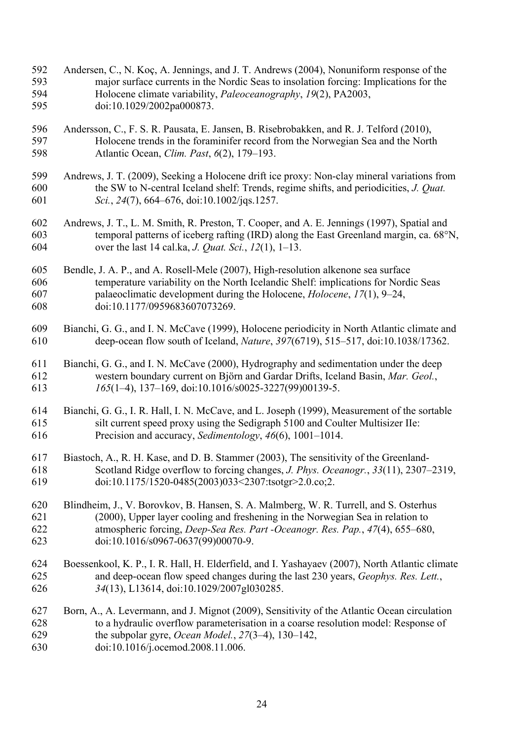Andersen, C., N. Koç, A. Jennings, and J. T. Andrews (2004), Nonuniform response of the major surface currents in the Nordic Seas to insolation forcing: Implications for the Holocene climate variability, *Paleoceanography*, *19*(2), PA2003, doi:10.1029/2002pa000873.

Andersson, C., F. S. R. Pausata, E. Jansen, B. Risebrobakken, and R. J. Telford (2010), Holocene trends in the foraminifer record from the Norwegian Sea and the North Atlantic Ocean, *Clim. Past*, *6*(2), 179–193.

Andrews, J. T. (2009), Seeking a Holocene drift ice proxy: Non-clay mineral variations from the SW to N-central Iceland shelf: Trends, regime shifts, and periodicities, *J. Quat. Sci.*, *24*(7), 664–676, doi:10.1002/jqs.1257.

Andrews, J. T., L. M. Smith, R. Preston, T. Cooper, and A. E. Jennings (1997), Spatial and temporal patterns of iceberg rafting (IRD) along the East Greenland margin, ca. 68°N, over the last 14 cal.ka, *J. Quat. Sci.*, *12*(1), 1–13.

Bendle, J. A. P., and A. Rosell-Mele (2007), High-resolution alkenone sea surface temperature variability on the North Icelandic Shelf: implications for Nordic Seas palaeoclimatic development during the Holocene, *Holocene*, *17*(1), 9–24, doi:10.1177/0959683607073269.

Bianchi, G. G., and I. N. McCave (1999), Holocene periodicity in North Atlantic climate and deep-ocean flow south of Iceland, *Nature*, *397*(6719), 515–517, doi:10.1038/17362.

Bianchi, G. G., and I. N. McCave (2000), Hydrography and sedimentation under the deep western boundary current on Björn and Gardar Drifts, Iceland Basin, *Mar. Geol.*, *165*(1–4), 137–169, doi:10.1016/s0025-3227(99)00139-5.

Bianchi, G. G., I. R. Hall, I. N. McCave, and L. Joseph (1999), Measurement of the sortable silt current speed proxy using the Sedigraph 5100 and Coulter Multisizer IIe: Precision and accuracy, *Sedimentology*, *46*(6), 1001–1014.

Biastoch, A., R. H. Kase, and D. B. Stammer (2003), The sensitivity of the Greenland-Scotland Ridge overflow to forcing changes, *J. Phys. Oceanogr.*, *33*(11), 2307–2319, doi:10.1175/1520-0485(2003)033<2307:tsotgr>2.0.co;2.

Blindheim, J., V. Borovkov, B. Hansen, S. A. Malmberg, W. R. Turrell, and S. Osterhus (2000), Upper layer cooling and freshening in the Norwegian Sea in relation to atmospheric forcing, *Deep-Sea Res. Part -Oceanogr. Res. Pap.*, *47*(4), 655–680, doi:10.1016/s0967-0637(99)00070-9.

Boessenkool, K. P., I. R. Hall, H. Elderfield, and I. Yashayaev (2007), North Atlantic climate and deep-ocean flow speed changes during the last 230 years, *Geophys. Res. Lett.*, *34*(13), L13614, doi:10.1029/2007gl030285.

Born, A., A. Levermann, and J. Mignot (2009), Sensitivity of the Atlantic Ocean circulation to a hydraulic overflow parameterisation in a coarse resolution model: Response of the subpolar gyre, *Ocean Model.*, *27*(3–4), 130–142, doi:10.1016/j.ocemod.2008.11.006.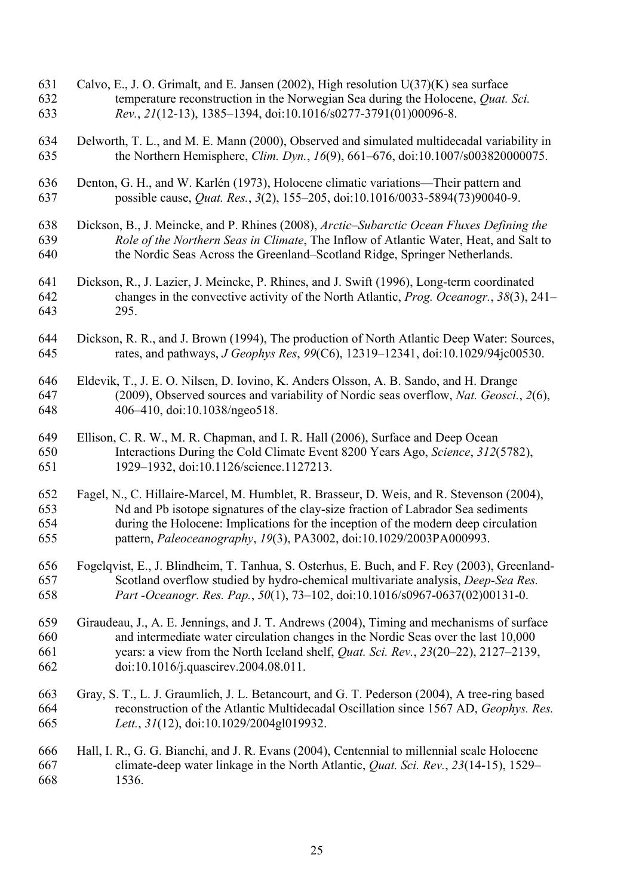Calvo, E., J. O. Grimalt, and E. Jansen (2002), High resolution U(37)(K) sea surface temperature reconstruction in the Norwegian Sea during the Holocene, *Quat. Sci. Rev.*, *21*(12-13), 1385–1394, doi:10.1016/s0277-3791(01)00096-8.

Delworth, T. L., and M. E. Mann (2000), Observed and simulated multidecadal variability in the Northern Hemisphere, *Clim. Dyn.*, *16*(9), 661–676, doi:10.1007/s003820000075.

Denton, G. H., and W. Karlén (1973), Holocene climatic variations—Their pattern and possible cause, *Quat. Res.*, *3*(2), 155–205, doi:10.1016/0033-5894(73)90040-9.

Dickson, B., J. Meincke, and P. Rhines (2008), *Arctic–Subarctic Ocean Fluxes Defining the Role of the Northern Seas in Climate*, The Inflow of Atlantic Water, Heat, and Salt to the Nordic Seas Across the Greenland–Scotland Ridge, Springer Netherlands.

Dickson, R., J. Lazier, J. Meincke, P. Rhines, and J. Swift (1996), Long-term coordinated changes in the convective activity of the North Atlantic, *Prog. Oceanogr.*, *38*(3), 241–295.

Dickson, R. R., and J. Brown (1994), The production of North Atlantic Deep Water: Sources, rates, and pathways, *J Geophys Res*, *99*(C6), 12319–12341, doi:10.1029/94jc00530.

Eldevik, T., J. E. O. Nilsen, D. Iovino, K. Anders Olsson, A. B. Sando, and H. Drange (2009), Observed sources and variability of Nordic seas overflow, *Nat. Geosci.*, *2*(6), 406–410, doi:10.1038/ngeo518.

Ellison, C. R. W., M. R. Chapman, and I. R. Hall (2006), Surface and Deep Ocean Interactions During the Cold Climate Event 8200 Years Ago, *Science*, *312*(5782), 1929–1932, doi:10.1126/science.1127213.

Fagel, N., C. Hillaire-Marcel, M. Humblet, R. Brasseur, D. Weis, and R. Stevenson (2004), Nd and Pb isotope signatures of the clay-size fraction of Labrador Sea sediments during the Holocene: Implications for the inception of the modern deep circulation pattern, *Paleoceanography*, *19*(3), PA3002, doi:10.1029/2003PA000993.

Fogelqvist, E., J. Blindheim, T. Tanhua, S. Osterhus, E. Buch, and F. Rey (2003), Greenland-Scotland overflow studied by hydro-chemical multivariate analysis, *Deep-Sea Res. Part -Oceanogr. Res. Pap.*, *50*(1), 73–102, doi:10.1016/s0967-0637(02)00131-0.

Giraudeau, J., A. E. Jennings, and J. T. Andrews (2004), Timing and mechanisms of surface and intermediate water circulation changes in the Nordic Seas over the last 10,000 years: a view from the North Iceland shelf, *Quat. Sci. Rev.*, *23*(20–22), 2127–2139, doi:10.1016/j.quascirev.2004.08.011.

Gray, S. T., L. J. Graumlich, J. L. Betancourt, and G. T. Pederson (2004), A tree-ring based reconstruction of the Atlantic Multidecadal Oscillation since 1567 AD, *Geophys. Res. Lett.*, *31*(12), doi:10.1029/2004gl019932.

Hall, I. R., G. G. Bianchi, and J. R. Evans (2004), Centennial to millennial scale Holocene climate-deep water linkage in the North Atlantic, *Quat. Sci. Rev.*, *23*(14-15), 1529–1536.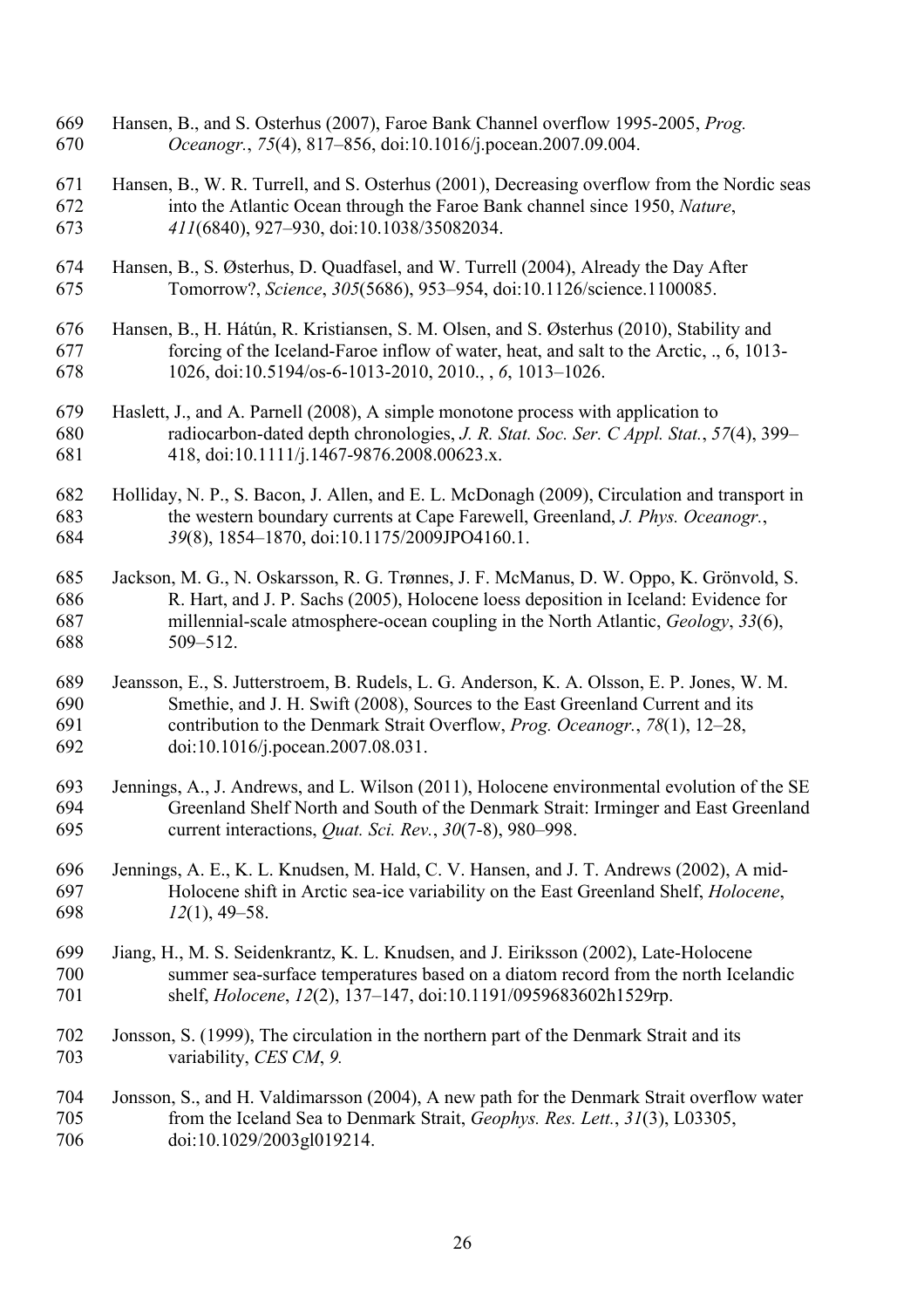Hansen, B., and S. Osterhus (2007), Faroe Bank Channel overflow 1995-2005, *Prog. Oceanogr.*, *75*(4), 817–856, doi:10.1016/j.pocean.2007.09.004.

Hansen, B., W. R. Turrell, and S. Osterhus (2001), Decreasing overflow from the Nordic seas into the Atlantic Ocean through the Faroe Bank channel since 1950, *Nature*, *411*(6840), 927–930, doi:10.1038/35082034.

Hansen, B., S. Østerhus, D. Quadfasel, and W. Turrell (2004), Already the Day After Tomorrow?, *Science*, *305*(5686), 953–954, doi:10.1126/science.1100085.

Hansen, B., H. Hátún, R. Kristiansen, S. M. Olsen, and S. Østerhus (2010), Stability and forcing of the Iceland-Faroe inflow of water, heat, and salt to the Arctic, ., 6, 1013-1026, doi:10.5194/os-6-1013-2010, 2010., , *6*, 1013–1026.

Haslett, J., and A. Parnell (2008), A simple monotone process with application to radiocarbon-dated depth chronologies, *J. R. Stat. Soc. Ser. C Appl. Stat.*, *57*(4), 399–418, doi:10.1111/j.1467-9876.2008.00623.x.

Holliday, N. P., S. Bacon, J. Allen, and E. L. McDonagh (2009), Circulation and transport in the western boundary currents at Cape Farewell, Greenland, *J. Phys. Oceanogr.*, *39*(8), 1854–1870, doi:10.1175/2009JPO4160.1.

Jackson, M. G., N. Oskarsson, R. G. Trønnes, J. F. McManus, D. W. Oppo, K. Grönvold, S. R. Hart, and J. P. Sachs (2005), Holocene loess deposition in Iceland: Evidence for millennial-scale atmosphere-ocean coupling in the North Atlantic, *Geology*, *33*(6), 509–512.

Jeansson, E., S. Jutterstroem, B. Rudels, L. G. Anderson, K. A. Olsson, E. P. Jones, W. M. Smethie, and J. H. Swift (2008), Sources to the East Greenland Current and its contribution to the Denmark Strait Overflow, *Prog. Oceanogr.*, *78*(1), 12–28, doi:10.1016/j.pocean.2007.08.031.

Jennings, A., J. Andrews, and L. Wilson (2011), Holocene environmental evolution of the SE Greenland Shelf North and South of the Denmark Strait: Irminger and East Greenland current interactions, *Quat. Sci. Rev.*, *30*(7-8), 980–998.

Jennings, A. E., K. L. Knudsen, M. Hald, C. V. Hansen, and J. T. Andrews (2002), A mid-Holocene shift in Arctic sea-ice variability on the East Greenland Shelf, *Holocene*, *12*(1), 49–58.

Jiang, H., M. S. Seidenkrantz, K. L. Knudsen, and J. Eiriksson (2002), Late-Holocene summer sea-surface temperatures based on a diatom record from the north Icelandic shelf, *Holocene*, *12*(2), 137–147, doi:10.1191/0959683602h1529rp.

Jonsson, S. (1999), The circulation in the northern part of the Denmark Strait and its variability, *CES CM*, *9.*

Jonsson, S., and H. Valdimarsson (2004), A new path for the Denmark Strait overflow water from the Iceland Sea to Denmark Strait, *Geophys. Res. Lett.*, *31*(3), L03305, doi:10.1029/2003gl019214.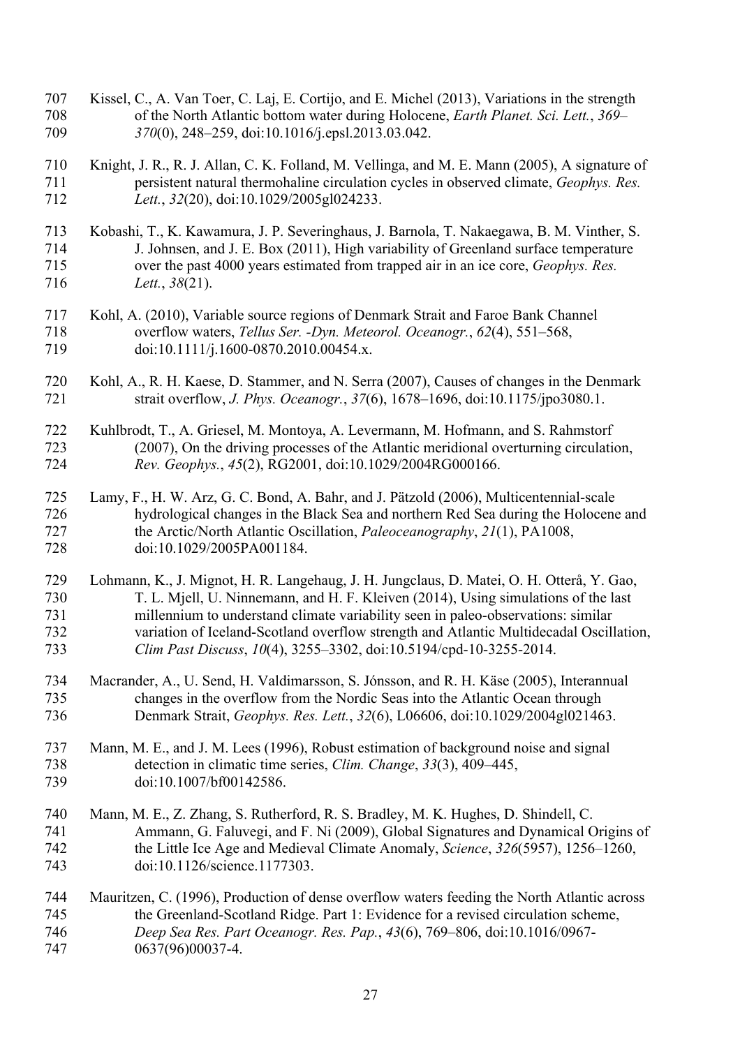Kissel, C., A. Van Toer, C. Laj, E. Cortijo, and E. Michel (2013), Variations in the strength of the North Atlantic bottom water during Holocene, *Earth Planet. Sci. Lett.*, *369–370*(0), 248–259, doi:10.1016/j.epsl.2013.03.042.

Knight, J. R., R. J. Allan, C. K. Folland, M. Vellinga, and M. E. Mann (2005), A signature of persistent natural thermohaline circulation cycles in observed climate, *Geophys. Res. Lett.*, *32*(20), doi:10.1029/2005gl024233.

Kobashi, T., K. Kawamura, J. P. Severinghaus, J. Barnola, T. Nakaegawa, B. M. Vinther, S. J. Johnsen, and J. E. Box (2011), High variability of Greenland surface temperature over the past 4000 years estimated from trapped air in an ice core, *Geophys. Res. Lett.*, *38*(21).

Kohl, A. (2010), Variable source regions of Denmark Strait and Faroe Bank Channel overflow waters, *Tellus Ser. -Dyn. Meteorol. Oceanogr.*, *62*(4), 551–568, doi:10.1111/j.1600-0870.2010.00454.x.

Kohl, A., R. H. Kaese, D. Stammer, and N. Serra (2007), Causes of changes in the Denmark strait overflow, *J. Phys. Oceanogr.*, *37*(6), 1678–1696, doi:10.1175/jpo3080.1.

Kuhlbrodt, T., A. Griesel, M. Montoya, A. Levermann, M. Hofmann, and S. Rahmstorf (2007), On the driving processes of the Atlantic meridional overturning circulation, *Rev. Geophys.*, *45*(2), RG2001, doi:10.1029/2004RG000166.

Lamy, F., H. W. Arz, G. C. Bond, A. Bahr, and J. Pätzold (2006), Multicentennial-scale hydrological changes in the Black Sea and northern Red Sea during the Holocene and the Arctic/North Atlantic Oscillation, *Paleoceanography*, *21*(1), PA1008, doi:10.1029/2005PA001184.

Lohmann, K., J. Mignot, H. R. Langehaug, J. H. Jungclaus, D. Matei, O. H. Otterå, Y. Gao, T. L. Mjell, U. Ninnemann, and H. F. Kleiven (2014), Using simulations of the last millennium to understand climate variability seen in paleo-observations: similar variation of Iceland-Scotland overflow strength and Atlantic Multidecadal Oscillation, *Clim Past Discuss*, *10*(4), 3255–3302, doi:10.5194/cpd-10-3255-2014.

Macrander, A., U. Send, H. Valdimarsson, S. Jónsson, and R. H. Käse (2005), Interannual changes in the overflow from the Nordic Seas into the Atlantic Ocean through Denmark Strait, *Geophys. Res. Lett.*, *32*(6), L06606, doi:10.1029/2004gl021463.

Mann, M. E., and J. M. Lees (1996), Robust estimation of background noise and signal detection in climatic time series, *Clim. Change*, *33*(3), 409–445, doi:10.1007/bf00142586.

Mann, M. E., Z. Zhang, S. Rutherford, R. S. Bradley, M. K. Hughes, D. Shindell, C. Ammann, G. Faluvegi, and F. Ni (2009), Global Signatures and Dynamical Origins of the Little Ice Age and Medieval Climate Anomaly, *Science*, *326*(5957), 1256–1260, doi:10.1126/science.1177303.

Mauritzen, C. (1996), Production of dense overflow waters feeding the North Atlantic across the Greenland-Scotland Ridge. Part 1: Evidence for a revised circulation scheme, *Deep Sea Res. Part Oceanogr. Res. Pap.*, *43*(6), 769–806, doi:10.1016/0967-0637(96)00037-4.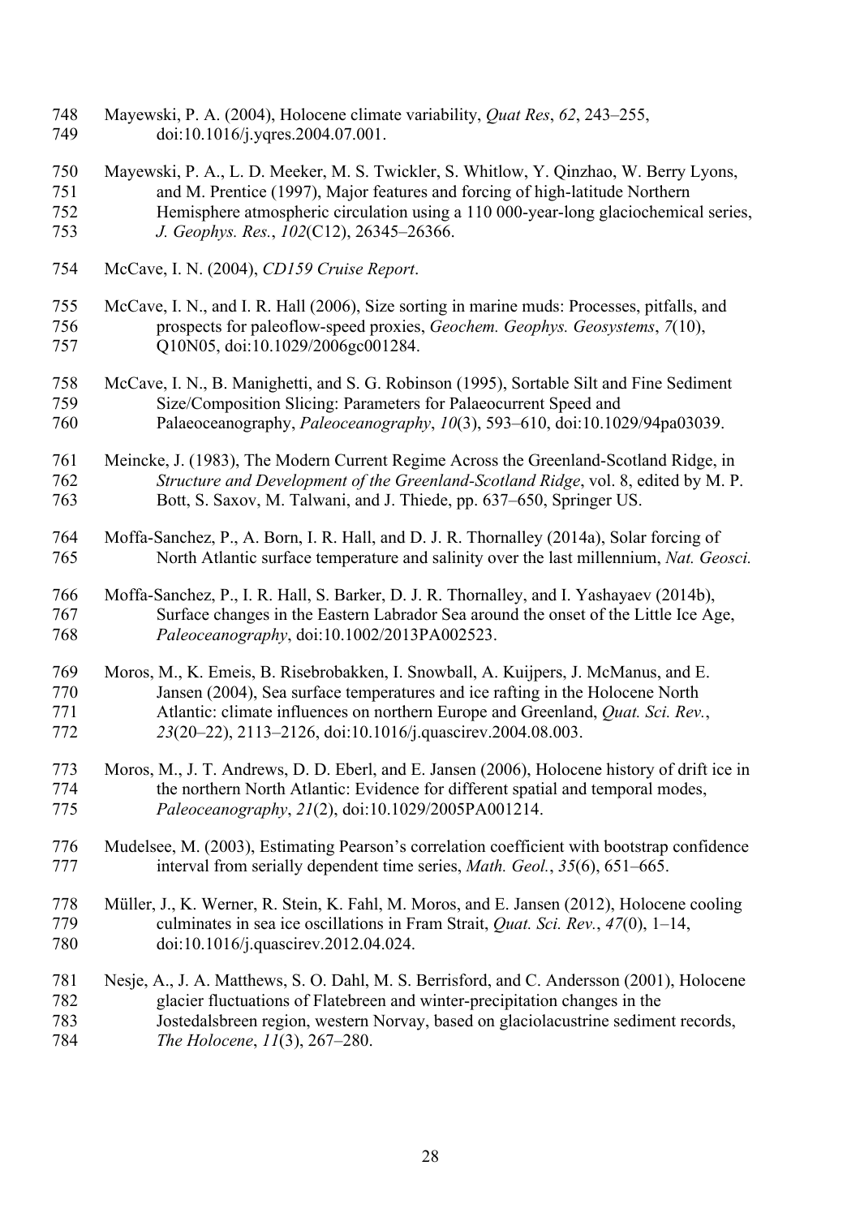Mayewski, P. A. (2004), Holocene climate variability, *Quat Res*, *62*, 243–255, doi:10.1016/j.yqres.2004.07.001.

Mayewski, P. A., L. D. Meeker, M. S. Twickler, S. Whitlow, Y. Qinzhao, W. Berry Lyons, and M. Prentice (1997), Major features and forcing of high-latitude Northern Hemisphere atmospheric circulation using a 110 000-year-long glaciochemical series, *J. Geophys. Res.*, *102*(C12), 26345–26366.

McCave, I. N. (2004), *CD159 Cruise Report*.

McCave, I. N., and I. R. Hall (2006), Size sorting in marine muds: Processes, pitfalls, and prospects for paleoflow-speed proxies, *Geochem. Geophys. Geosystems*, *7*(10), Q10N05, doi:10.1029/2006gc001284.

McCave, I. N., B. Manighetti, and S. G. Robinson (1995), Sortable Silt and Fine Sediment Size/Composition Slicing: Parameters for Palaeocurrent Speed and Palaeoceanography, *Paleoceanography*, *10*(3), 593–610, doi:10.1029/94pa03039.

Meincke, J. (1983), The Modern Current Regime Across the Greenland-Scotland Ridge, in *Structure and Development of the Greenland-Scotland Ridge*, vol. 8, edited by M. P. Bott, S. Saxov, M. Talwani, and J. Thiede, pp. 637–650, Springer US.

Moffa-Sanchez, P., A. Born, I. R. Hall, and D. J. R. Thornalley (2014a), Solar forcing of North Atlantic surface temperature and salinity over the last millennium, *Nat. Geosci.*

Moffa-Sanchez, P., I. R. Hall, S. Barker, D. J. R. Thornalley, and I. Yashayaev (2014b), Surface changes in the Eastern Labrador Sea around the onset of the Little Ice Age, *Paleoceanography*, doi:10.1002/2013PA002523.

Moros, M., K. Emeis, B. Risebrobakken, I. Snowball, A. Kuijpers, J. McManus, and E. Jansen (2004), Sea surface temperatures and ice rafting in the Holocene North Atlantic: climate influences on northern Europe and Greenland, *Quat. Sci. Rev.*, *23*(20–22), 2113–2126, doi:10.1016/j.quascirev.2004.08.003.

Moros, M., J. T. Andrews, D. D. Eberl, and E. Jansen (2006), Holocene history of drift ice in the northern North Atlantic: Evidence for different spatial and temporal modes, *Paleoceanography*, *21*(2), doi:10.1029/2005PA001214.

Mudelsee, M. (2003), Estimating Pearson's correlation coefficient with bootstrap confidence interval from serially dependent time series, *Math. Geol.*, *35*(6), 651–665.

Müller, J., K. Werner, R. Stein, K. Fahl, M. Moros, and E. Jansen (2012), Holocene cooling culminates in sea ice oscillations in Fram Strait, *Quat. Sci. Rev.*, *47*(0), 1–14, doi:10.1016/j.quascirev.2012.04.024.

Nesje, A., J. A. Matthews, S. O. Dahl, M. S. Berrisford, and C. Andersson (2001), Holocene glacier fluctuations of Flatebreen and winter-precipitation changes in the Jostedalsbreen region, western Norvay, based on glaciolacustrine sediment records, *The Holocene*, *11*(3), 267–280.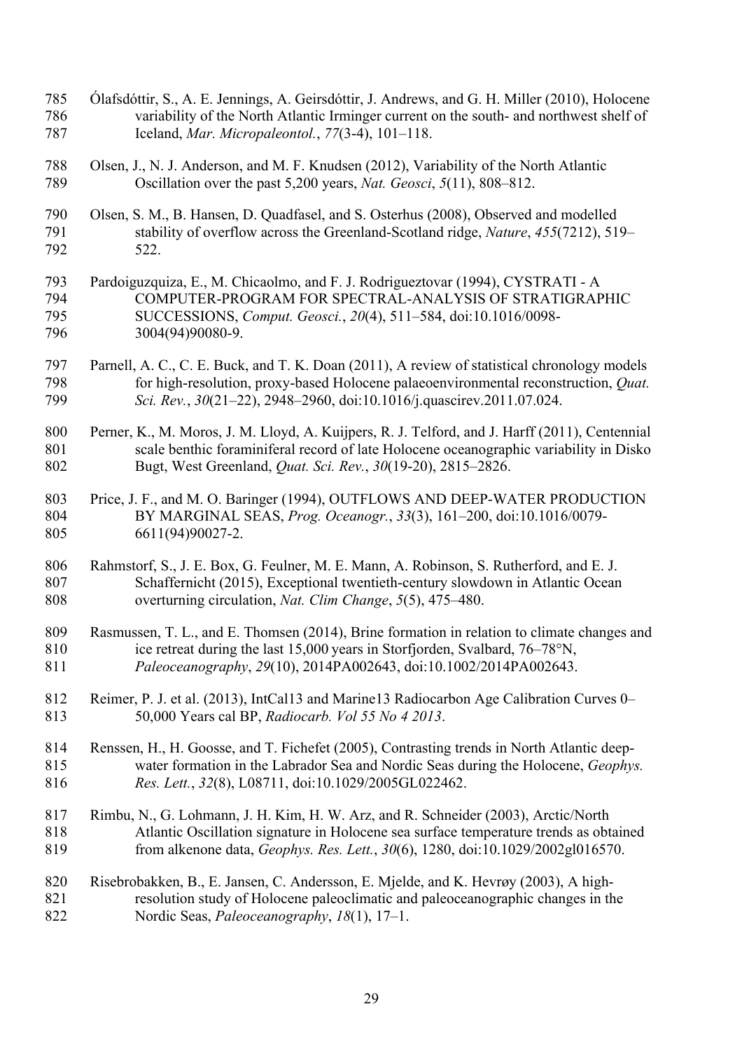Ólafsdóttir, S., A. E. Jennings, A. Geirsdóttir, J. Andrews, and G. H. Miller (2010), Holocene variability of the North Atlantic Irminger current on the south- and northwest shelf of Iceland, *Mar. Micropaleontol.*, *77*(3-4), 101–118.

Olsen, J., N. J. Anderson, and M. F. Knudsen (2012), Variability of the North Atlantic Oscillation over the past 5,200 years, *Nat. Geosci*, *5*(11), 808–812.

Olsen, S. M., B. Hansen, D. Quadfasel, and S. Osterhus (2008), Observed and modelled stability of overflow across the Greenland-Scotland ridge, *Nature*, *455*(7212), 519–522.

Pardoiguzquiza, E., M. Chicaolmo, and F. J. Rodrigueztovar (1994), CYSTRATI - A COMPUTER-PROGRAM FOR SPECTRAL-ANALYSIS OF STRATIGRAPHIC SUCCESSIONS, *Comput. Geosci.*, *20*(4), 511–584, doi:10.1016/0098-3004(94)90080-9.

Parnell, A. C., C. E. Buck, and T. K. Doan (2011), A review of statistical chronology models for high-resolution, proxy-based Holocene palaeoenvironmental reconstruction, *Quat. Sci. Rev.*, *30*(21–22), 2948–2960, doi:10.1016/j.quascirev.2011.07.024.

Perner, K., M. Moros, J. M. Lloyd, A. Kuijpers, R. J. Telford, and J. Harff (2011), Centennial scale benthic foraminiferal record of late Holocene oceanographic variability in Disko Bugt, West Greenland, *Quat. Sci. Rev.*, *30*(19-20), 2815–2826.

Price, J. F., and M. O. Baringer (1994), OUTFLOWS AND DEEP-WATER PRODUCTION BY MARGINAL SEAS, *Prog. Oceanogr.*, *33*(3), 161–200, doi:10.1016/0079-6611(94)90027-2.

Rahmstorf, S., J. E. Box, G. Feulner, M. E. Mann, A. Robinson, S. Rutherford, and E. J. Schaffernicht (2015), Exceptional twentieth-century slowdown in Atlantic Ocean overturning circulation, *Nat. Clim Change*, *5*(5), 475–480.

Rasmussen, T. L., and E. Thomsen (2014), Brine formation in relation to climate changes and ice retreat during the last 15,000 years in Storfjorden, Svalbard, 76–78°N, *Paleoceanography*, *29*(10), 2014PA002643, doi:10.1002/2014PA002643.

Reimer, P. J. et al. (2013), IntCal13 and Marine13 Radiocarbon Age Calibration Curves 0–50,000 Years cal BP, *Radiocarb. Vol 55 No 4 2013*.

Renssen, H., H. Goosse, and T. Fichefet (2005), Contrasting trends in North Atlantic deep-water formation in the Labrador Sea and Nordic Seas during the Holocene, *Geophys. Res. Lett.*, *32*(8), L08711, doi:10.1029/2005GL022462.

Rimbu, N., G. Lohmann, J. H. Kim, H. W. Arz, and R. Schneider (2003), Arctic/North Atlantic Oscillation signature in Holocene sea surface temperature trends as obtained from alkenone data, *Geophys. Res. Lett.*, *30*(6), 1280, doi:10.1029/2002gl016570.

Risebrobakken, B., E. Jansen, C. Andersson, E. Mjelde, and K. Hevrøy (2003), A high-resolution study of Holocene paleoclimatic and paleoceanographic changes in the Nordic Seas, *Paleoceanography*, *18*(1), 17–1.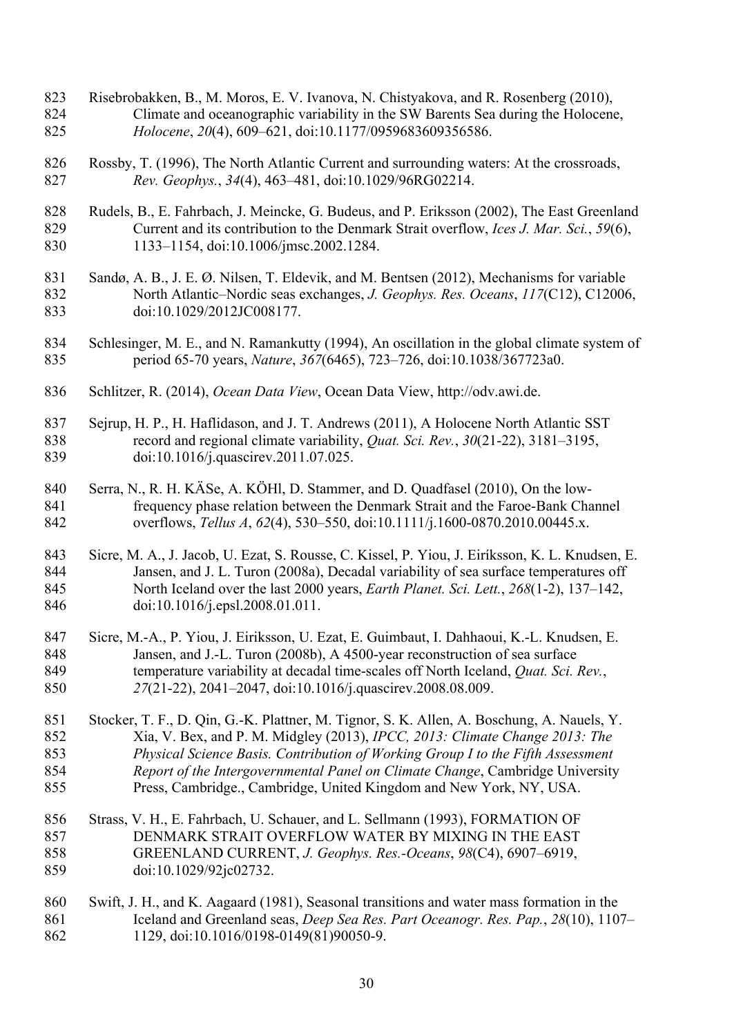Risebrobakken, B., M. Moros, E. V. Ivanova, N. Chistyakova, and R. Rosenberg (2010), Climate and oceanographic variability in the SW Barents Sea during the Holocene, *Holocene*, *20*(4), 609–621, doi:10.1177/0959683609356586.

Rossby, T. (1996), The North Atlantic Current and surrounding waters: At the crossroads, *Rev. Geophys.*, *34*(4), 463–481, doi:10.1029/96RG02214.

Rudels, B., E. Fahrbach, J. Meincke, G. Budeus, and P. Eriksson (2002), The East Greenland Current and its contribution to the Denmark Strait overflow, *Ices J. Mar. Sci.*, *59*(6), 1133–1154, doi:10.1006/jmsc.2002.1284.

Sandø, A. B., J. E. Ø. Nilsen, T. Eldevik, and M. Bentsen (2012), Mechanisms for variable North Atlantic–Nordic seas exchanges, *J. Geophys. Res. Oceans*, *117*(C12), C12006, doi:10.1029/2012JC008177.

Schlesinger, M. E., and N. Ramankutty (1994), An oscillation in the global climate system of period 65-70 years, *Nature*, *367*(6465), 723–726, doi:10.1038/367723a0.

Schlitzer, R. (2014), *Ocean Data View*, Ocean Data View, http://odv.awi.de.

Sejrup, H. P., H. Haflidason, and J. T. Andrews (2011), A Holocene North Atlantic SST record and regional climate variability, *Quat. Sci. Rev.*, *30*(21-22), 3181–3195, doi:10.1016/j.quascirev.2011.07.025.

Serra, N., R. H. KÄSe, A. KÖHl, D. Stammer, and D. Quadfasel (2010), On the low-frequency phase relation between the Denmark Strait and the Faroe-Bank Channel overflows, *Tellus A*, *62*(4), 530–550, doi:10.1111/j.1600-0870.2010.00445.x.

Sicre, M. A., J. Jacob, U. Ezat, S. Rousse, C. Kissel, P. Yiou, J. Eiríksson, K. L. Knudsen, E. Jansen, and J. L. Turon (2008a), Decadal variability of sea surface temperatures off North Iceland over the last 2000 years, *Earth Planet. Sci. Lett.*, *268*(1-2), 137–142, doi:10.1016/j.epsl.2008.01.011.

Sicre, M.-A., P. Yiou, J. Eiriksson, U. Ezat, E. Guimbaut, I. Dahhaoui, K.-L. Knudsen, E. Jansen, and J.-L. Turon (2008b), A 4500-year reconstruction of sea surface temperature variability at decadal time-scales off North Iceland, *Quat. Sci. Rev.*, *27*(21-22), 2041–2047, doi:10.1016/j.quascirev.2008.08.009.

Stocker, T. F., D. Qin, G.-K. Plattner, M. Tignor, S. K. Allen, A. Boschung, A. Nauels, Y. Xia, V. Bex, and P. M. Midgley (2013), *IPCC, 2013: Climate Change 2013: The Physical Science Basis. Contribution of Working Group I to the Fifth Assessment Report of the Intergovernmental Panel on Climate Change*, Cambridge University Press, Cambridge., Cambridge, United Kingdom and New York, NY, USA.

Strass, V. H., E. Fahrbach, U. Schauer, and L. Sellmann (1993), FORMATION OF DENMARK STRAIT OVERFLOW WATER BY MIXING IN THE EAST GREENLAND CURRENT, *J. Geophys. Res.-Oceans*, *98*(C4), 6907–6919, doi:10.1029/92jc02732.

Swift, J. H., and K. Aagaard (1981), Seasonal transitions and water mass formation in the Iceland and Greenland seas, *Deep Sea Res. Part Oceanogr. Res. Pap.*, *28*(10), 1107–1129, doi:10.1016/0198-0149(81)90050-9.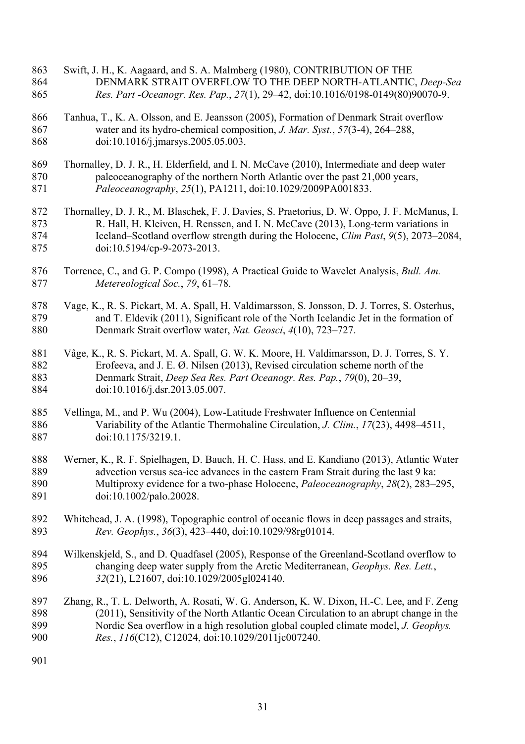Swift, J. H., K. Aagaard, and S. A. Malmberg (1980), CONTRIBUTION OF THE DENMARK STRAIT OVERFLOW TO THE DEEP NORTH-ATLANTIC, *Deep-Sea Res. Part -Oceanogr. Res. Pap.*, *27*(1), 29–42, doi:10.1016/0198-0149(80)90070-9.

Tanhua, T., K. A. Olsson, and E. Jeansson (2005), Formation of Denmark Strait overflow water and its hydro-chemical composition, *J. Mar. Syst.*, *57*(3-4), 264–288, doi:10.1016/j.jmarsys.2005.05.003.

Thornalley, D. J. R., H. Elderfield, and I. N. McCave (2010), Intermediate and deep water paleoceanography of the northern North Atlantic over the past 21,000 years, *Paleoceanography*, *25*(1), PA1211, doi:10.1029/2009PA001833.

Thornalley, D. J. R., M. Blaschek, F. J. Davies, S. Praetorius, D. W. Oppo, J. F. McManus, I. R. Hall, H. Kleiven, H. Renssen, and I. N. McCave (2013), Long-term variations in Iceland–Scotland overflow strength during the Holocene, *Clim Past*, *9*(5), 2073–2084, doi:10.5194/cp-9-2073-2013.

Torrence, C., and G. P. Compo (1998), A Practical Guide to Wavelet Analysis, *Bull. Am. Metereological Soc.*, *79*, 61–78.

Vage, K., R. S. Pickart, M. A. Spall, H. Valdimarsson, S. Jonsson, D. J. Torres, S. Osterhus, and T. Eldevik (2011), Significant role of the North Icelandic Jet in the formation of Denmark Strait overflow water, *Nat. Geosci*, *4*(10), 723–727.

Våge, K., R. S. Pickart, M. A. Spall, G. W. K. Moore, H. Valdimarsson, D. J. Torres, S. Y. Erofeeva, and J. E. Ø. Nilsen (2013), Revised circulation scheme north of the Denmark Strait, *Deep Sea Res. Part Oceanogr. Res. Pap.*, *79*(0), 20–39, doi:10.1016/j.dsr.2013.05.007.

Vellinga, M., and P. Wu (2004), Low-Latitude Freshwater Influence on Centennial Variability of the Atlantic Thermohaline Circulation, *J. Clim.*, *17*(23), 4498–4511, doi:10.1175/3219.1.

Werner, K., R. F. Spielhagen, D. Bauch, H. C. Hass, and E. Kandiano (2013), Atlantic Water advection versus sea-ice advances in the eastern Fram Strait during the last 9 ka: Multiproxy evidence for a two-phase Holocene, *Paleoceanography*, *28*(2), 283–295, doi:10.1002/palo.20028.

Whitehead, J. A. (1998), Topographic control of oceanic flows in deep passages and straits, *Rev. Geophys.*, *36*(3), 423–440, doi:10.1029/98rg01014.

Wilkenskjeld, S., and D. Quadfasel (2005), Response of the Greenland-Scotland overflow to changing deep water supply from the Arctic Mediterranean, *Geophys. Res. Lett.*, *32*(21), L21607, doi:10.1029/2005gl024140.

Zhang, R., T. L. Delworth, A. Rosati, W. G. Anderson, K. W. Dixon, H.-C. Lee, and F. Zeng (2011), Sensitivity of the North Atlantic Ocean Circulation to an abrupt change in the Nordic Sea overflow in a high resolution global coupled climate model, *J. Geophys. Res.*, *116*(C12), C12024, doi:10.1029/2011jc007240.